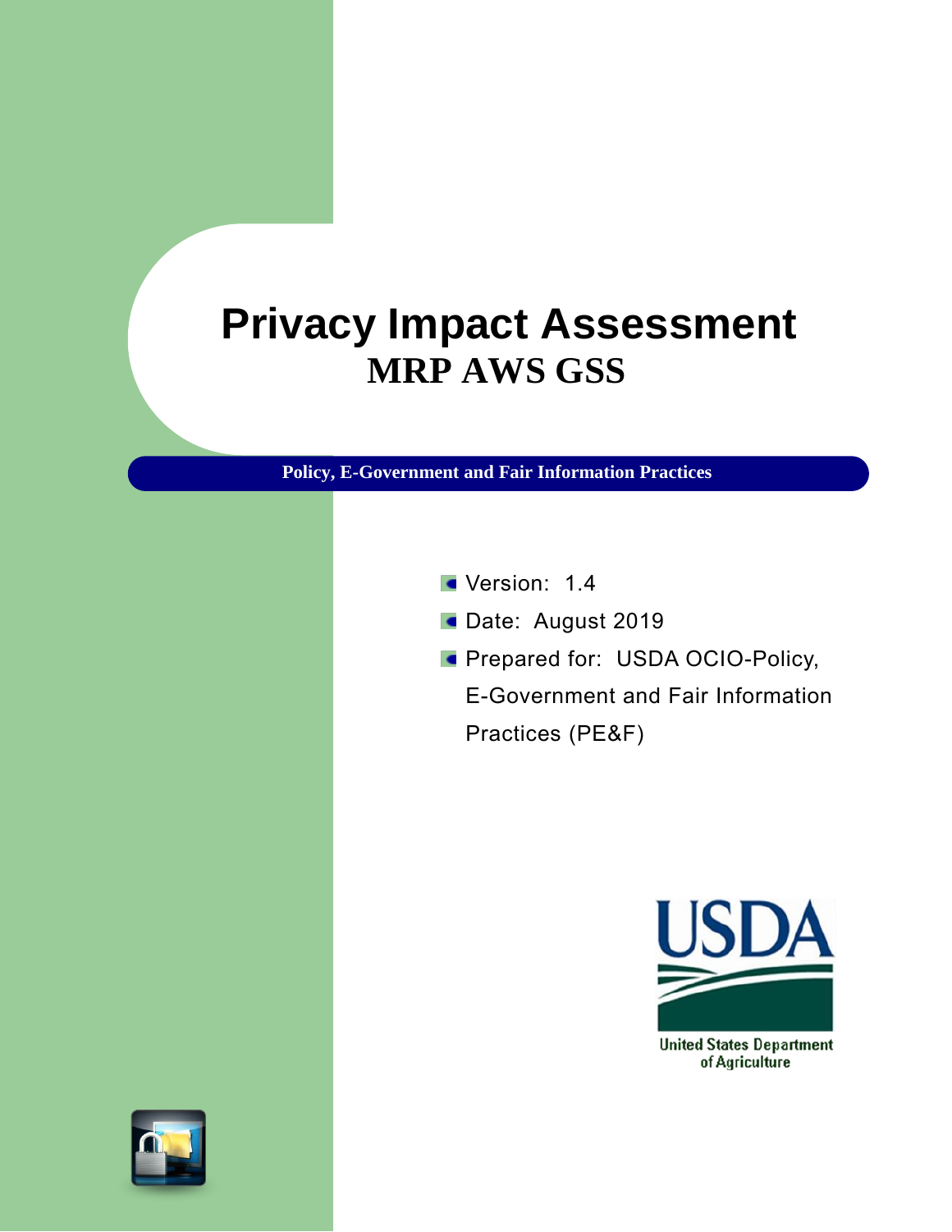# Privacy Impact Assessment

## MRP AWS GSS

**Policy, E-Government and Fair Information Practices**

- Version: 1.4
- Date: August 2019
- Prepared for: USDA OCIO-Policy, E-Government and Fair Information Practices (PE&F)

USDA

United States Department of Agriculture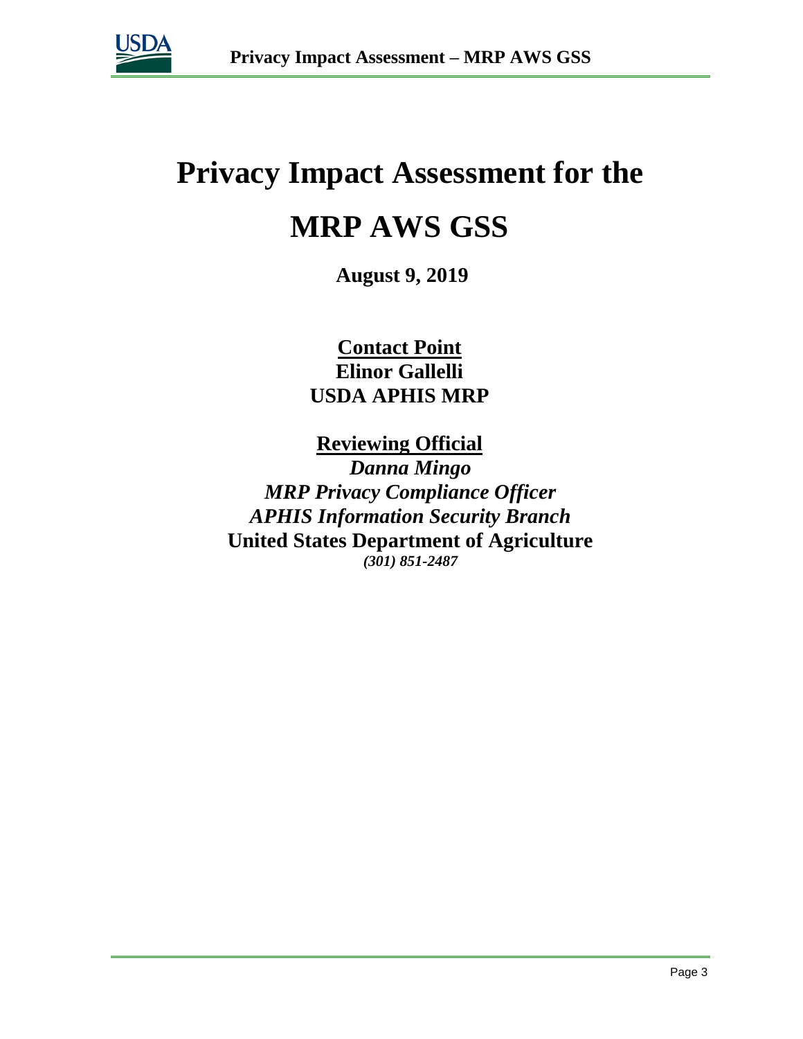# Privacy Impact Assessment for the

# MRP AWS GSS

**August 9, 2019**

**<u>Contact Point</u>**
**Elinor Gallelli**
**USDA APHIS MRP**

**<u>Reviewing Official</u>**
***Danna Mingo***
***MRP Privacy Compliance Officer***
***APHIS Information Security Branch***
**United States Department of Agriculture**
***(301) 851-2487***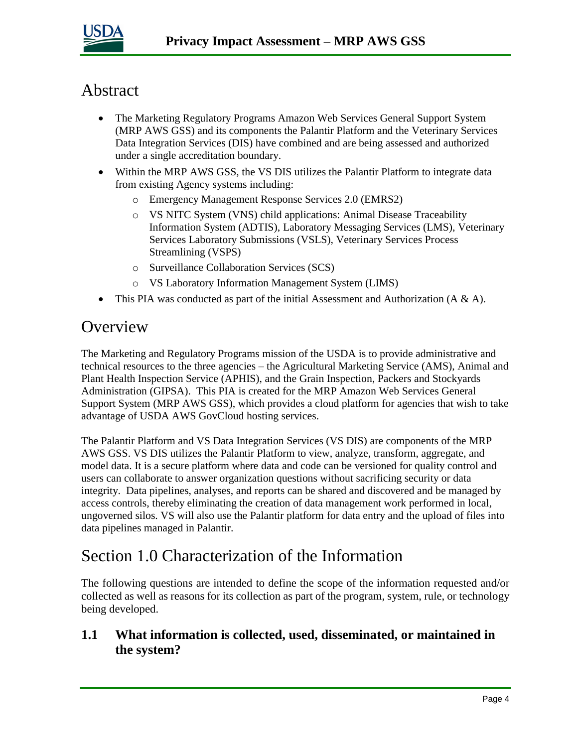# Abstract

- The Marketing Regulatory Programs Amazon Web Services General Support System (MRP AWS GSS) and its components the Palantir Platform and the Veterinary Services Data Integration Services (DIS) have combined and are being assessed and authorized under a single accreditation boundary.
- Within the MRP AWS GSS, the VS DIS utilizes the Palantir Platform to integrate data from existing Agency systems including:
  - Emergency Management Response Services 2.0 (EMRS2)
  - VS NITC System (VNS) child applications: Animal Disease Traceability Information System (ADTIS), Laboratory Messaging Services (LMS), Veterinary Services Laboratory Submissions (VSLS), Veterinary Services Process Streamlining (VSPS)
  - Surveillance Collaboration Services (SCS)
  - VS Laboratory Information Management System (LIMS)
- This PIA was conducted as part of the initial Assessment and Authorization (A & A).

# Overview

The Marketing and Regulatory Programs mission of the USDA is to provide administrative and technical resources to the three agencies – the Agricultural Marketing Service (AMS), Animal and Plant Health Inspection Service (APHIS), and the Grain Inspection, Packers and Stockyards Administration (GIPSA). This PIA is created for the MRP Amazon Web Services General Support System (MRP AWS GSS), which provides a cloud platform for agencies that wish to take advantage of USDA AWS GovCloud hosting services.

The Palantir Platform and VS Data Integration Services (VS DIS) are components of the MRP AWS GSS. VS DIS utilizes the Palantir Platform to view, analyze, transform, aggregate, and model data. It is a secure platform where data and code can be versioned for quality control and users can collaborate to answer organization questions without sacrificing security or data integrity. Data pipelines, analyses, and reports can be shared and discovered and be managed by access controls, thereby eliminating the creation of data management work performed in local, ungoverned silos. VS will also use the Palantir platform for data entry and the upload of files into data pipelines managed in Palantir.

# Section 1.0 Characterization of the Information

The following questions are intended to define the scope of the information requested and/or collected as well as reasons for its collection as part of the program, system, rule, or technology being developed.

### 1.1 What information is collected, used, disseminated, or maintained in the system?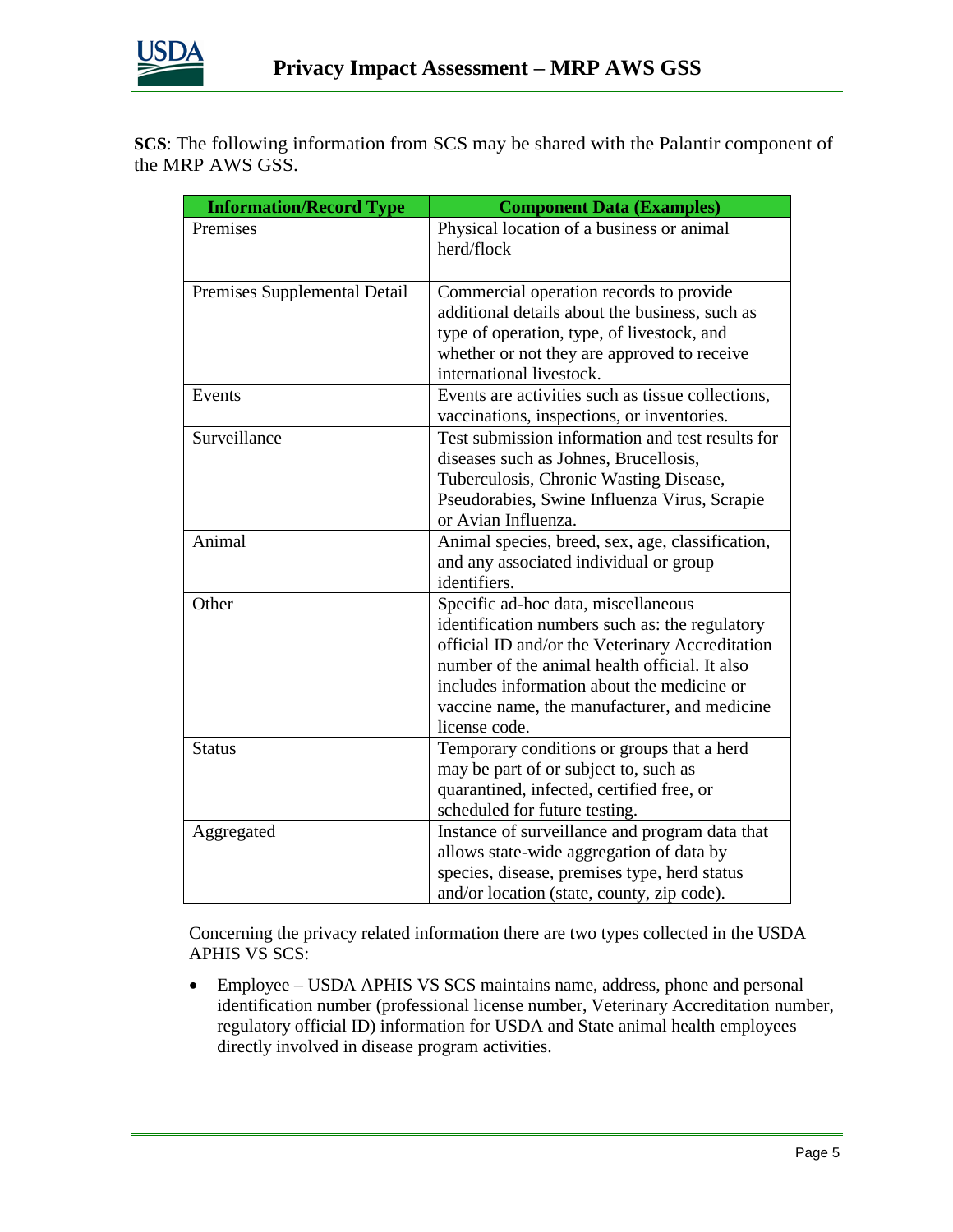**SCS**: The following information from SCS may be shared with the Palantir component of the MRP AWS GSS.

| Information/Record Type | Component Data (Examples) |
| --- | --- |
| Premises | Physical location of a business or animal herd/flock |
| Premises Supplemental Detail | Commercial operation records to provide additional details about the business, such as type of operation, type, of livestock, and whether or not they are approved to receive international livestock. |
| Events | Events are activities such as tissue collections, vaccinations, inspections, or inventories. |
| Surveillance | Test submission information and test results for diseases such as Johnes, Brucellosis, Tuberculosis, Chronic Wasting Disease, Pseudorabies, Swine Influenza Virus, Scrapie or Avian Influenza. |
| Animal | Animal species, breed, sex, age, classification, and any associated individual or group identifiers. |
| Other | Specific ad-hoc data, miscellaneous identification numbers such as: the regulatory official ID and/or the Veterinary Accreditation number of the animal health official. It also includes information about the medicine or vaccine name, the manufacturer, and medicine license code. |
| Status | Temporary conditions or groups that a herd may be part of or subject to, such as quarantined, infected, certified free, or scheduled for future testing. |
| Aggregated | Instance of surveillance and program data that allows state-wide aggregation of data by species, disease, premises type, herd status and/or location (state, county, zip code). |

Concerning the privacy related information there are two types collected in the USDA APHIS VS SCS:

- Employee – USDA APHIS VS SCS maintains name, address, phone and personal identification number (professional license number, Veterinary Accreditation number, regulatory official ID) information for USDA and State animal health employees directly involved in disease program activities.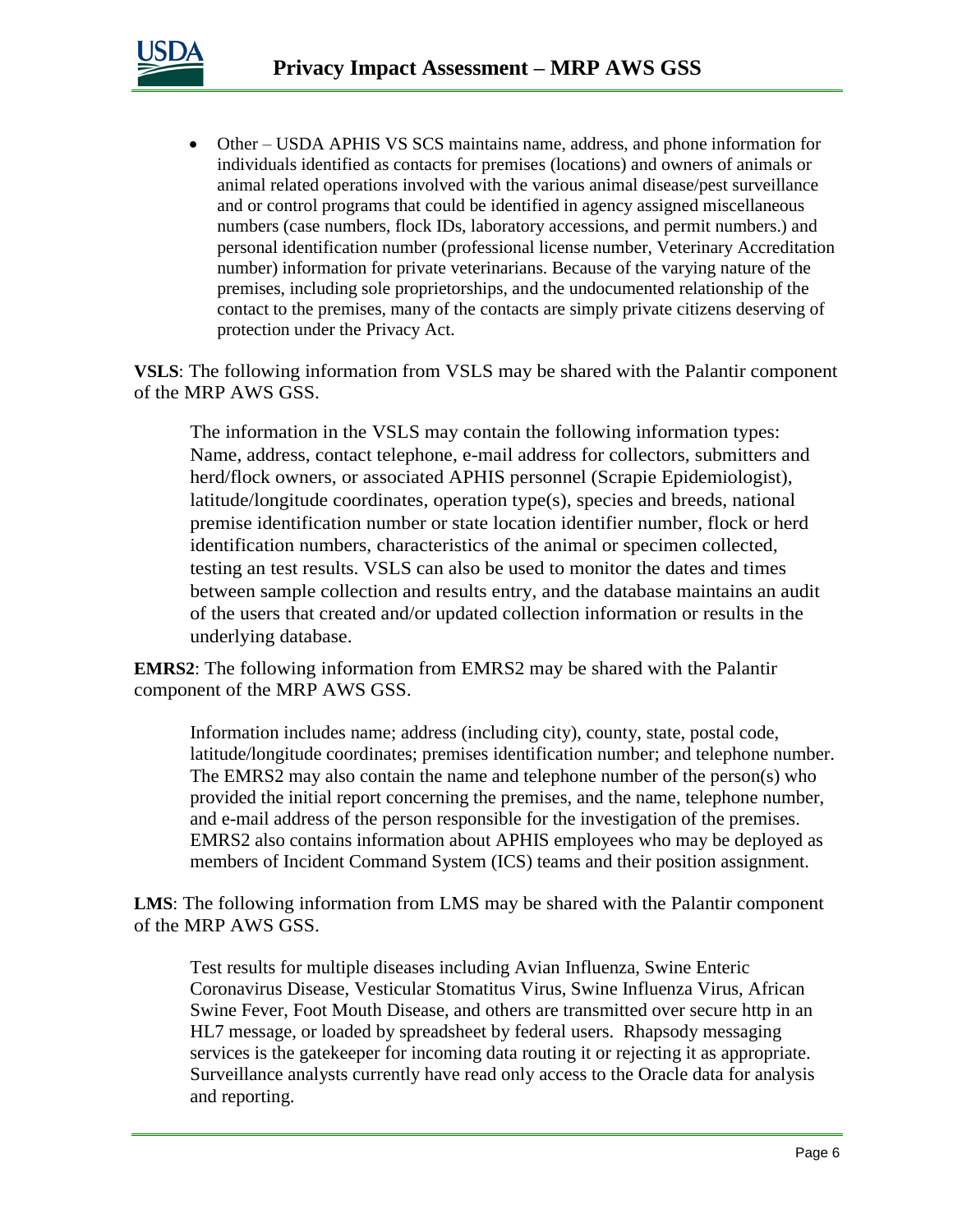- Other – USDA APHIS VS SCS maintains name, address, and phone information for individuals identified as contacts for premises (locations) and owners of animals or animal related operations involved with the various animal disease/pest surveillance and or control programs that could be identified in agency assigned miscellaneous numbers (case numbers, flock IDs, laboratory accessions, and permit numbers.) and personal identification number (professional license number, Veterinary Accreditation number) information for private veterinarians. Because of the varying nature of the premises, including sole proprietorships, and the undocumented relationship of the contact to the premises, many of the contacts are simply private citizens deserving of protection under the Privacy Act.

**VSLS**: The following information from VSLS may be shared with the Palantir component of the MRP AWS GSS.

> The information in the VSLS may contain the following information types: Name, address, contact telephone, e-mail address for collectors, submitters and herd/flock owners, or associated APHIS personnel (Scrapie Epidemiologist), latitude/longitude coordinates, operation type(s), species and breeds, national premise identification number or state location identifier number, flock or herd identification numbers, characteristics of the animal or specimen collected, testing an test results. VSLS can also be used to monitor the dates and times between sample collection and results entry, and the database maintains an audit of the users that created and/or updated collection information or results in the underlying database.

**EMRS2**: The following information from EMRS2 may be shared with the Palantir component of the MRP AWS GSS.

> Information includes name; address (including city), county, state, postal code, latitude/longitude coordinates; premises identification number; and telephone number. The EMRS2 may also contain the name and telephone number of the person(s) who provided the initial report concerning the premises, and the name, telephone number, and e-mail address of the person responsible for the investigation of the premises. EMRS2 also contains information about APHIS employees who may be deployed as members of Incident Command System (ICS) teams and their position assignment.

**LMS**: The following information from LMS may be shared with the Palantir component of the MRP AWS GSS.

> Test results for multiple diseases including Avian Influenza, Swine Enteric Coronavirus Disease, Vesicular Stomatitus Virus, Swine Influenza Virus, African Swine Fever, Foot Mouth Disease, and others are transmitted over secure http in an HL7 message, or loaded by spreadsheet by federal users. Rhapsody messaging services is the gatekeeper for incoming data routing it or rejecting it as appropriate. Surveillance analysts currently have read only access to the Oracle data for analysis and reporting.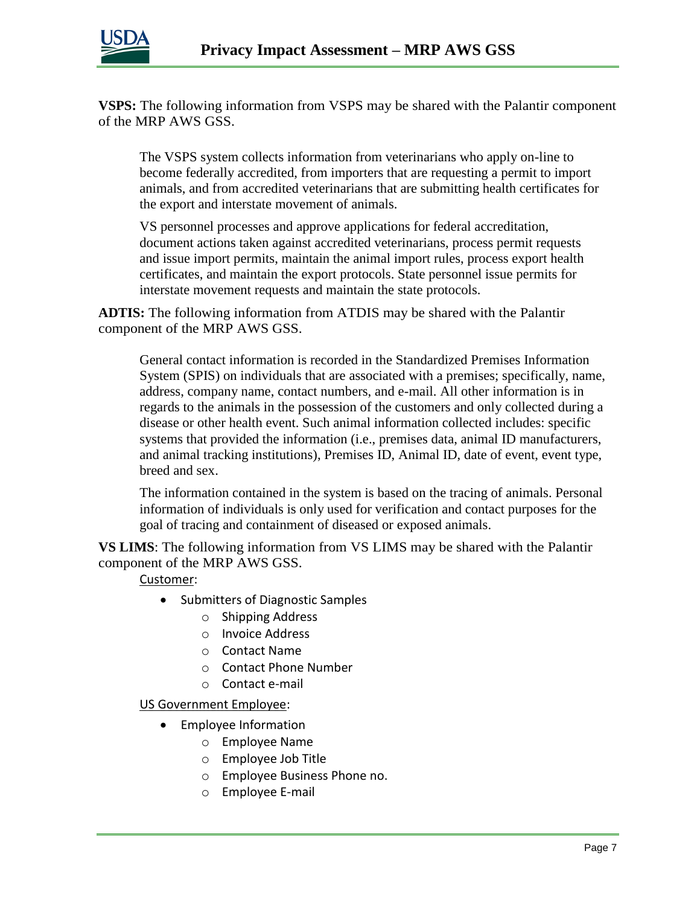**VSPS:** The following information from VSPS may be shared with the Palantir component of the MRP AWS GSS.

> The VSPS system collects information from veterinarians who apply on-line to become federally accredited, from importers that are requesting a permit to import animals, and from accredited veterinarians that are submitting health certificates for the export and interstate movement of animals.
>
> VS personnel processes and approve applications for federal accreditation, document actions taken against accredited veterinarians, process permit requests and issue import permits, maintain the animal import rules, process export health certificates, and maintain the export protocols. State personnel issue permits for interstate movement requests and maintain the state protocols.

**ADTIS:** The following information from ATDIS may be shared with the Palantir component of the MRP AWS GSS.

> General contact information is recorded in the Standardized Premises Information System (SPIS) on individuals that are associated with a premises; specifically, name, address, company name, contact numbers, and e-mail. All other information is in regards to the animals in the possession of the customers and only collected during a disease or other health event. Such animal information collected includes: specific systems that provided the information (i.e., premises data, animal ID manufacturers, and animal tracking institutions), Premises ID, Animal ID, date of event, event type, breed and sex.
>
> The information contained in the system is based on the tracing of animals. Personal information of individuals is only used for verification and contact purposes for the goal of tracing and containment of diseased or exposed animals.

**VS LIMS**: The following information from VS LIMS may be shared with the Palantir component of the MRP AWS GSS.

Customer:

- Submitters of Diagnostic Samples
  - Shipping Address
  - Invoice Address
  - Contact Name
  - Contact Phone Number
  - Contact e-mail

US Government Employee:

- Employee Information
  - Employee Name
  - Employee Job Title
  - Employee Business Phone no.
  - Employee E-mail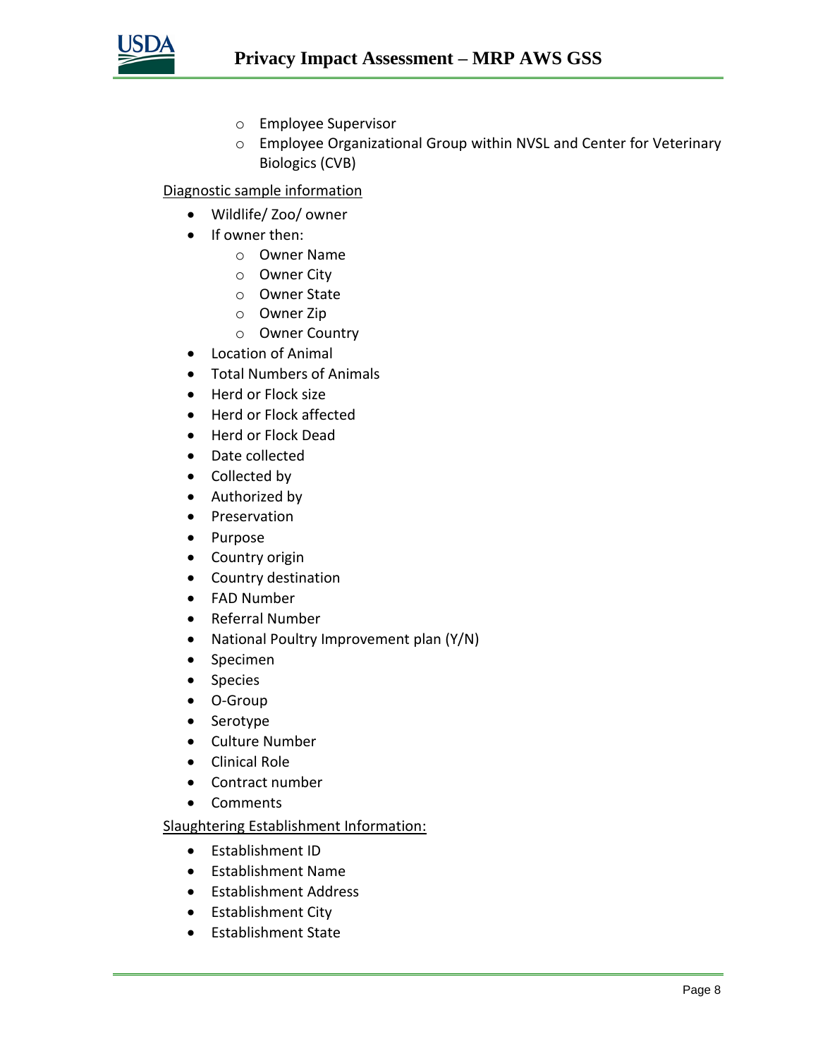- Employee Supervisor
   - Employee Organizational Group within NVSL and Center for Veterinary Biologics (CVB)

<u>Diagnostic sample information</u>

- Wildlife/ Zoo/ owner
- If owner then:
   - Owner Name
   - Owner City
   - Owner State
   - Owner Zip
   - Owner Country
- Location of Animal
- Total Numbers of Animals
- Herd or Flock size
- Herd or Flock affected
- Herd or Flock Dead
- Date collected
- Collected by
- Authorized by
- Preservation
- Purpose
- Country origin
- Country destination
- FAD Number
- Referral Number
- National Poultry Improvement plan (Y/N)
- Specimen
- Species
- O-Group
- Serotype
- Culture Number
- Clinical Role
- Contract number
- Comments

<u>Slaughtering Establishment Information:</u>

- Establishment ID
- Establishment Name
- Establishment Address
- Establishment City
- Establishment State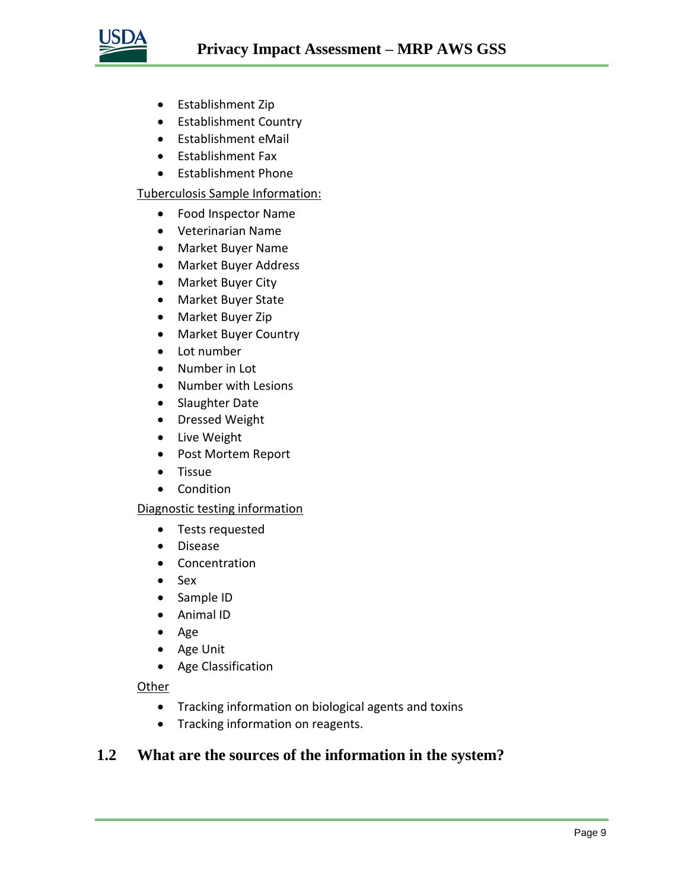- Establishment Zip
- Establishment Country
- Establishment eMail
- Establishment Fax
- Establishment Phone

Tuberculosis Sample Information:

- Food Inspector Name
- Veterinarian Name
- Market Buyer Name
- Market Buyer Address
- Market Buyer City
- Market Buyer State
- Market Buyer Zip
- Market Buyer Country
- Lot number
- Number in Lot
- Number with Lesions
- Slaughter Date
- Dressed Weight
- Live Weight
- Post Mortem Report
- Tissue
- Condition

Diagnostic testing information

- Tests requested
- Disease
- Concentration
- Sex
- Sample ID
- Animal ID
- Age
- Age Unit
- Age Classification

Other

- Tracking information on biological agents and toxins
- Tracking information on reagents.

## 1.2 What are the sources of the information in the system?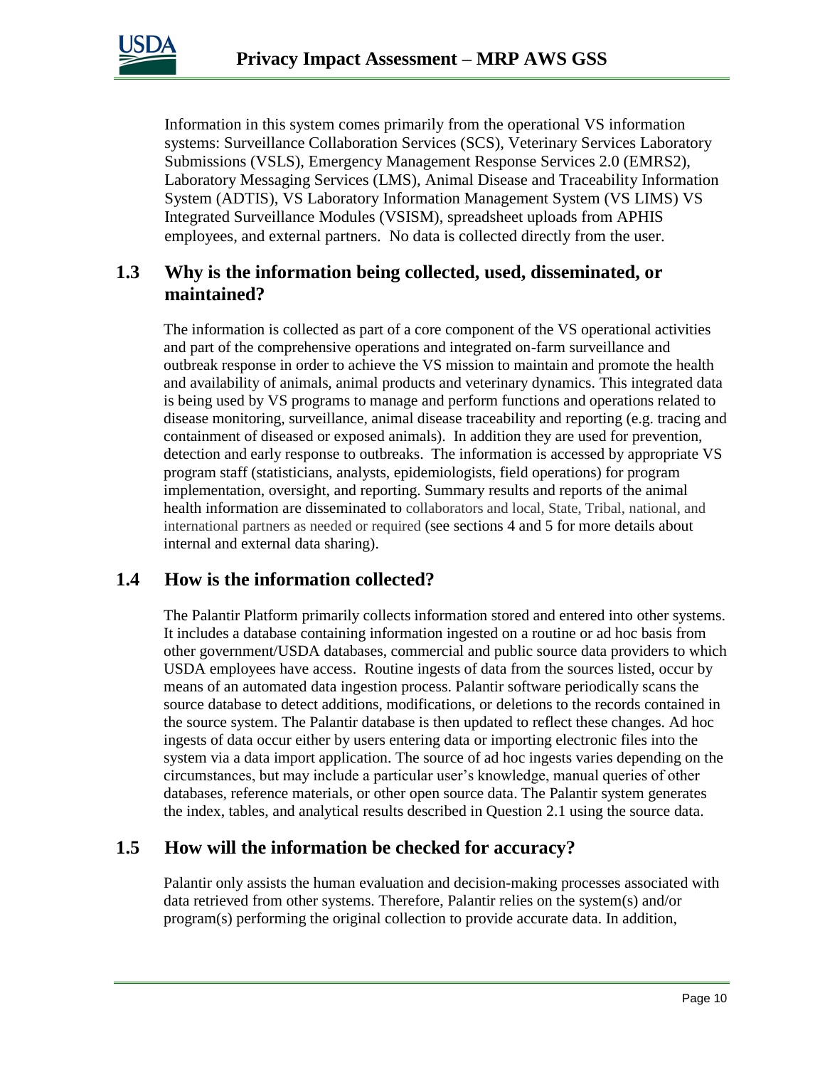Information in this system comes primarily from the operational VS information systems: Surveillance Collaboration Services (SCS), Veterinary Services Laboratory Submissions (VSLS), Emergency Management Response Services 2.0 (EMRS2), Laboratory Messaging Services (LMS), Animal Disease and Traceability Information System (ADTIS), VS Laboratory Information Management System (VS LIMS) VS Integrated Surveillance Modules (VSISM), spreadsheet uploads from APHIS employees, and external partners. No data is collected directly from the user.

## 1.3 Why is the information being collected, used, disseminated, or maintained?

The information is collected as part of a core component of the VS operational activities and part of the comprehensive operations and integrated on-farm surveillance and outbreak response in order to achieve the VS mission to maintain and promote the health and availability of animals, animal products and veterinary dynamics. This integrated data is being used by VS programs to manage and perform functions and operations related to disease monitoring, surveillance, animal disease traceability and reporting (e.g. tracing and containment of diseased or exposed animals). In addition they are used for prevention, detection and early response to outbreaks. The information is accessed by appropriate VS program staff (statisticians, analysts, epidemiologists, field operations) for program implementation, oversight, and reporting. Summary results and reports of the animal health information are disseminated to collaborators and local, State, Tribal, national, and international partners as needed or required (see sections 4 and 5 for more details about internal and external data sharing).

## 1.4 How is the information collected?

The Palantir Platform primarily collects information stored and entered into other systems. It includes a database containing information ingested on a routine or ad hoc basis from other government/USDA databases, commercial and public source data providers to which USDA employees have access. Routine ingests of data from the sources listed, occur by means of an automated data ingestion process. Palantir software periodically scans the source database to detect additions, modifications, or deletions to the records contained in the source system. The Palantir database is then updated to reflect these changes. Ad hoc ingests of data occur either by users entering data or importing electronic files into the system via a data import application. The source of ad hoc ingests varies depending on the circumstances, but may include a particular user's knowledge, manual queries of other databases, reference materials, or other open source data. The Palantir system generates the index, tables, and analytical results described in Question 2.1 using the source data.

## 1.5 How will the information be checked for accuracy?

Palantir only assists the human evaluation and decision-making processes associated with data retrieved from other systems. Therefore, Palantir relies on the system(s) and/or program(s) performing the original collection to provide accurate data. In addition,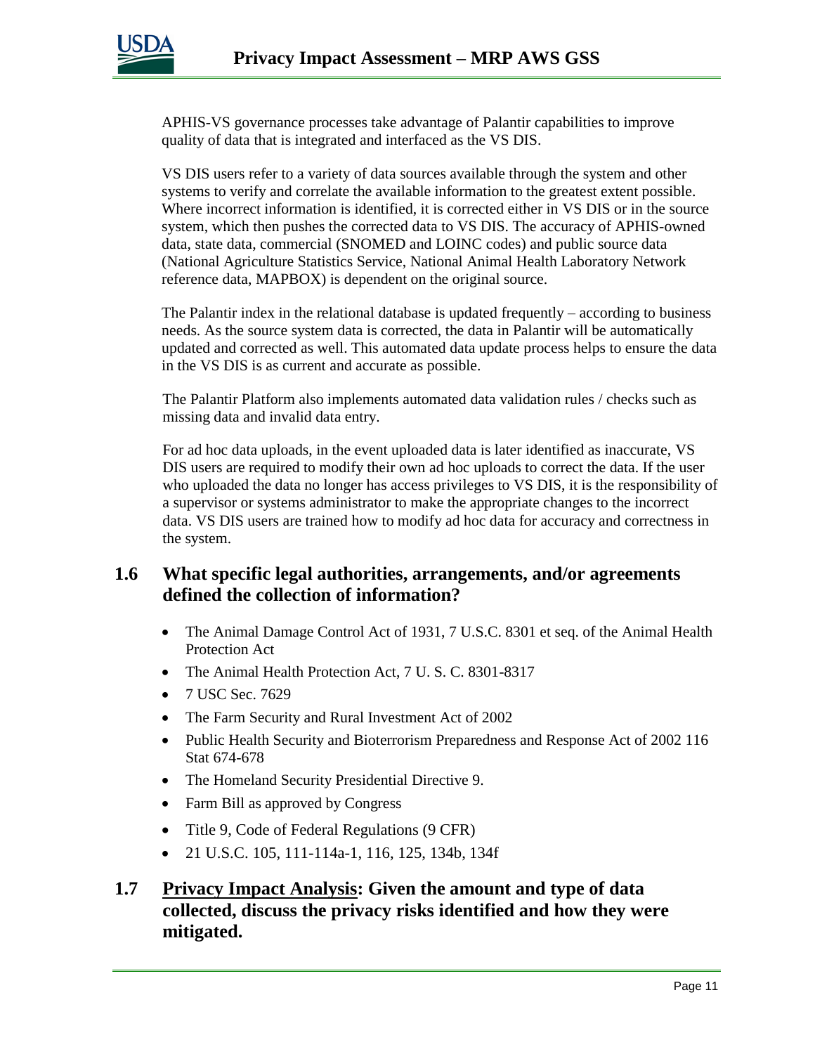APHIS-VS governance processes take advantage of Palantir capabilities to improve quality of data that is integrated and interfaced as the VS DIS.

VS DIS users refer to a variety of data sources available through the system and other systems to verify and correlate the available information to the greatest extent possible. Where incorrect information is identified, it is corrected either in VS DIS or in the source system, which then pushes the corrected data to VS DIS. The accuracy of APHIS-owned data, state data, commercial (SNOMED and LOINC codes) and public source data (National Agriculture Statistics Service, National Animal Health Laboratory Network reference data, MAPBOX) is dependent on the original source.

The Palantir index in the relational database is updated frequently – according to business needs. As the source system data is corrected, the data in Palantir will be automatically updated and corrected as well. This automated data update process helps to ensure the data in the VS DIS is as current and accurate as possible.

The Palantir Platform also implements automated data validation rules / checks such as missing data and invalid data entry.

For ad hoc data uploads, in the event uploaded data is later identified as inaccurate, VS DIS users are required to modify their own ad hoc uploads to correct the data. If the user who uploaded the data no longer has access privileges to VS DIS, it is the responsibility of a supervisor or systems administrator to make the appropriate changes to the incorrect data. VS DIS users are trained how to modify ad hoc data for accuracy and correctness in the system.

## 1.6 What specific legal authorities, arrangements, and/or agreements defined the collection of information?

- The Animal Damage Control Act of 1931, 7 U.S.C. 8301 et seq. of the Animal Health Protection Act
- The Animal Health Protection Act, 7 U. S. C. 8301-8317
- 7 USC Sec. 7629
- The Farm Security and Rural Investment Act of 2002
- Public Health Security and Bioterrorism Preparedness and Response Act of 2002 116 Stat 674-678
- The Homeland Security Presidential Directive 9.
- Farm Bill as approved by Congress
- Title 9, Code of Federal Regulations (9 CFR)
- 21 U.S.C. 105, 111-114a-1, 116, 125, 134b, 134f

## 1.7 Privacy Impact Analysis: Given the amount and type of data collected, discuss the privacy risks identified and how they were mitigated.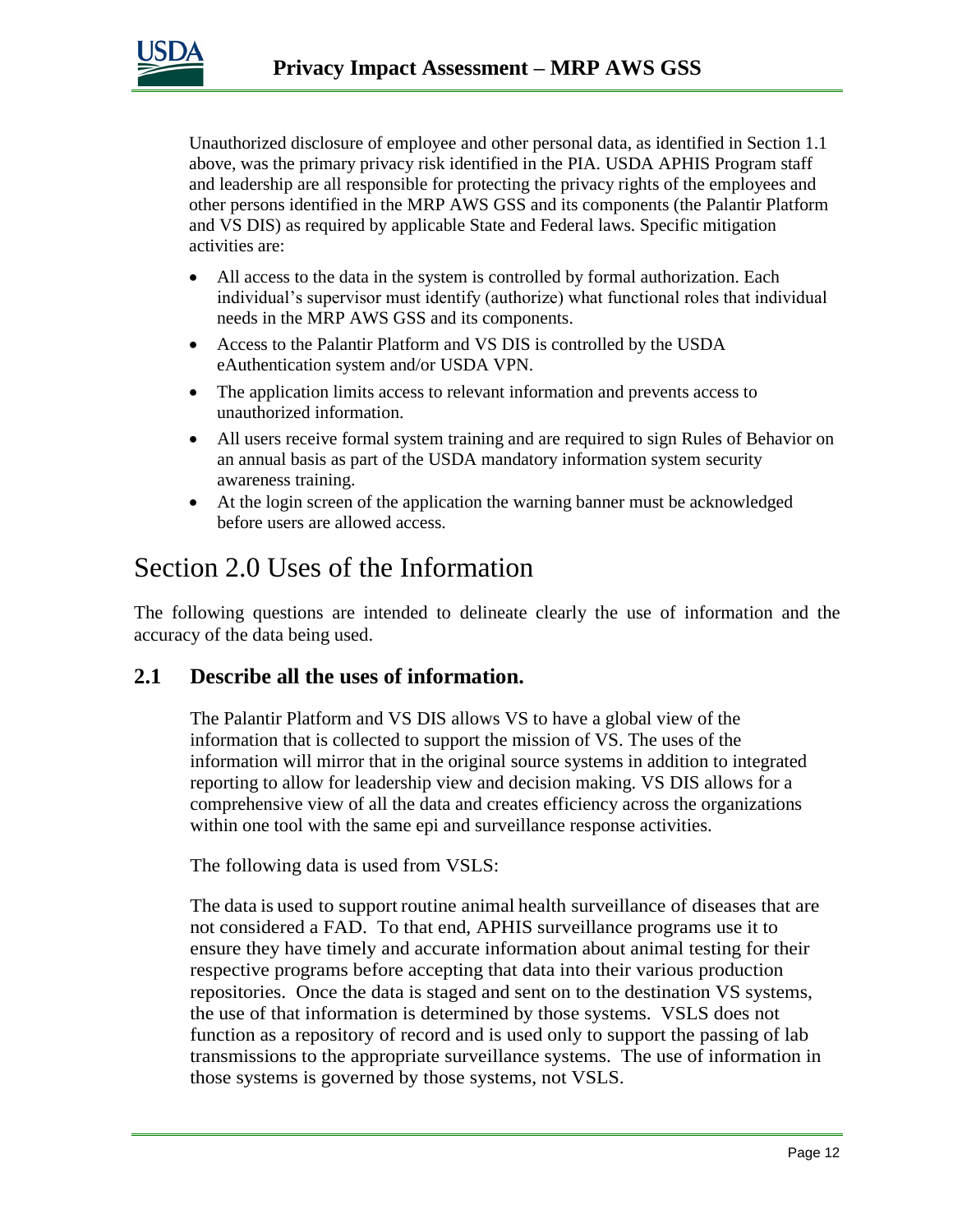Unauthorized disclosure of employee and other personal data, as identified in Section 1.1 above, was the primary privacy risk identified in the PIA. USDA APHIS Program staff and leadership are all responsible for protecting the privacy rights of the employees and other persons identified in the MRP AWS GSS and its components (the Palantir Platform and VS DIS) as required by applicable State and Federal laws. Specific mitigation activities are:

- All access to the data in the system is controlled by formal authorization. Each individual's supervisor must identify (authorize) what functional roles that individual needs in the MRP AWS GSS and its components.
- Access to the Palantir Platform and VS DIS is controlled by the USDA eAuthentication system and/or USDA VPN.
- The application limits access to relevant information and prevents access to unauthorized information.
- All users receive formal system training and are required to sign Rules of Behavior on an annual basis as part of the USDA mandatory information system security awareness training.
- At the login screen of the application the warning banner must be acknowledged before users are allowed access.

# Section 2.0 Uses of the Information

The following questions are intended to delineate clearly the use of information and the accuracy of the data being used.

## 2.1 Describe all the uses of information.

The Palantir Platform and VS DIS allows VS to have a global view of the information that is collected to support the mission of VS. The uses of the information will mirror that in the original source systems in addition to integrated reporting to allow for leadership view and decision making. VS DIS allows for a comprehensive view of all the data and creates efficiency across the organizations within one tool with the same epi and surveillance response activities.

The following data is used from VSLS:

The data is used to support routine animal health surveillance of diseases that are not considered a FAD. To that end, APHIS surveillance programs use it to ensure they have timely and accurate information about animal testing for their respective programs before accepting that data into their various production repositories. Once the data is staged and sent on to the destination VS systems, the use of that information is determined by those systems. VSLS does not function as a repository of record and is used only to support the passing of lab transmissions to the appropriate surveillance systems. The use of information in those systems is governed by those systems, not VSLS.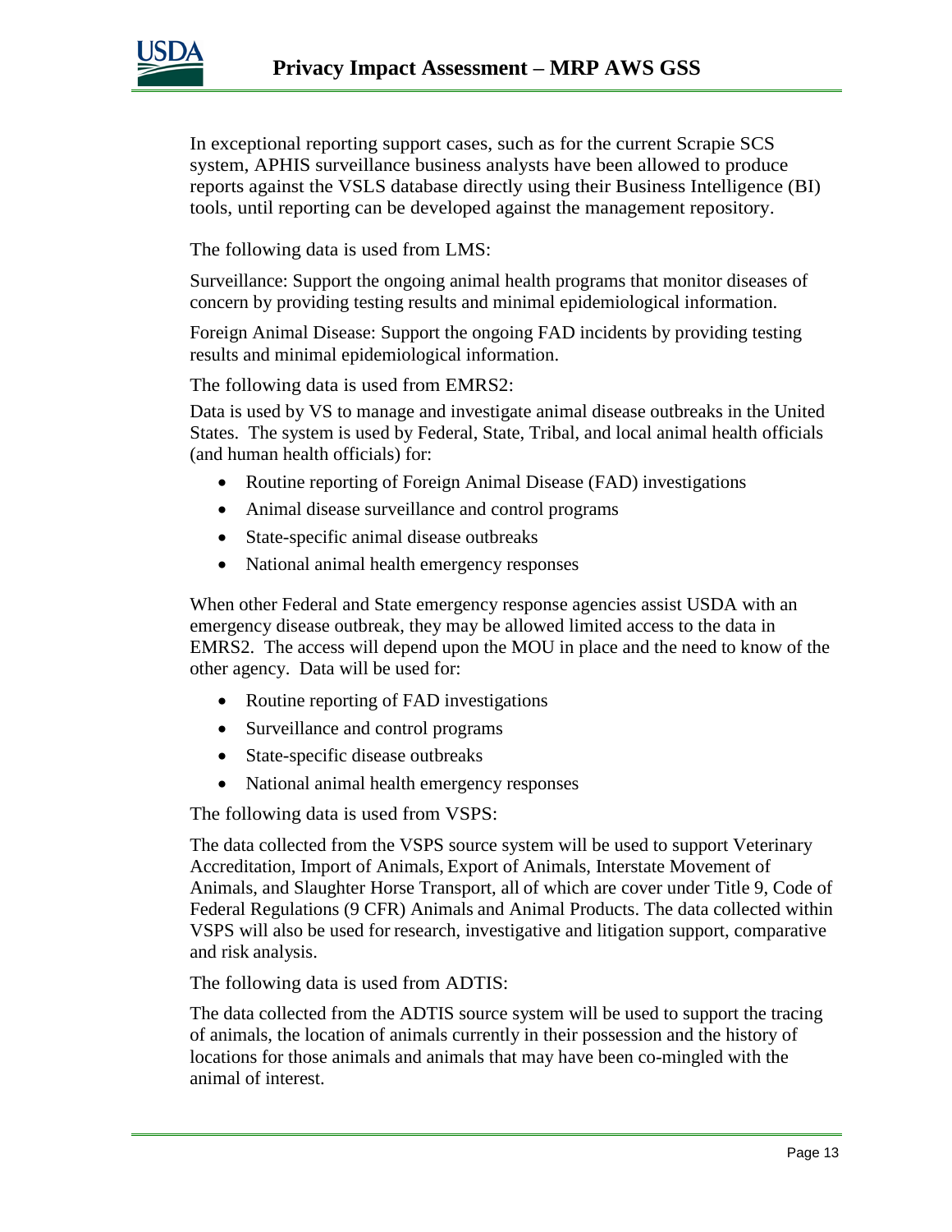In exceptional reporting support cases, such as for the current Scrapie SCS system, APHIS surveillance business analysts have been allowed to produce reports against the VSLS database directly using their Business Intelligence (BI) tools, until reporting can be developed against the management repository.

The following data is used from LMS:

Surveillance: Support the ongoing animal health programs that monitor diseases of concern by providing testing results and minimal epidemiological information.

Foreign Animal Disease: Support the ongoing FAD incidents by providing testing results and minimal epidemiological information.

The following data is used from EMRS2:

Data is used by VS to manage and investigate animal disease outbreaks in the United States. The system is used by Federal, State, Tribal, and local animal health officials (and human health officials) for:

- Routine reporting of Foreign Animal Disease (FAD) investigations
- Animal disease surveillance and control programs
- State-specific animal disease outbreaks
- National animal health emergency responses

When other Federal and State emergency response agencies assist USDA with an emergency disease outbreak, they may be allowed limited access to the data in EMRS2. The access will depend upon the MOU in place and the need to know of the other agency. Data will be used for:

- Routine reporting of FAD investigations
- Surveillance and control programs
- State-specific disease outbreaks
- National animal health emergency responses

The following data is used from VSPS:

The data collected from the VSPS source system will be used to support Veterinary Accreditation, Import of Animals, Export of Animals, Interstate Movement of Animals, and Slaughter Horse Transport, all of which are cover under Title 9, Code of Federal Regulations (9 CFR) Animals and Animal Products. The data collected within VSPS will also be used for research, investigative and litigation support, comparative and risk analysis.

The following data is used from ADTIS:

The data collected from the ADTIS source system will be used to support the tracing of animals, the location of animals currently in their possession and the history of locations for those animals and animals that may have been co-mingled with the animal of interest.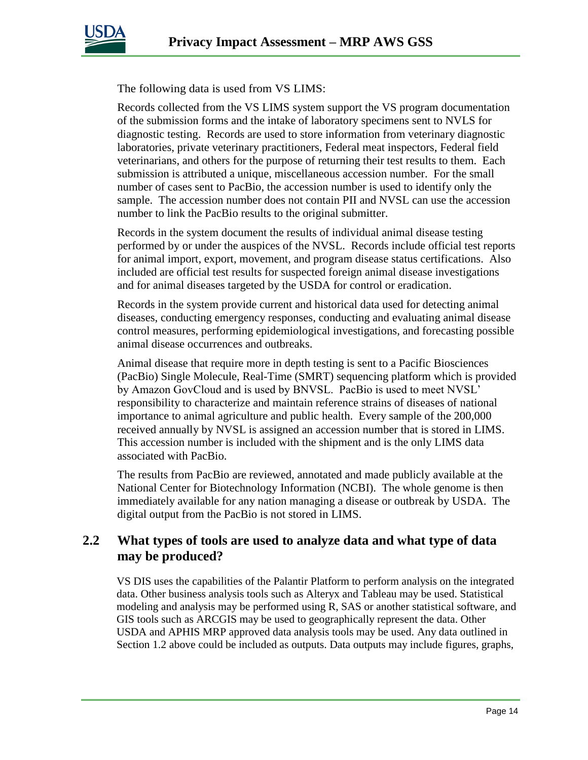The following data is used from VS LIMS:

Records collected from the VS LIMS system support the VS program documentation of the submission forms and the intake of laboratory specimens sent to NVLS for diagnostic testing. Records are used to store information from veterinary diagnostic laboratories, private veterinary practitioners, Federal meat inspectors, Federal field veterinarians, and others for the purpose of returning their test results to them. Each submission is attributed a unique, miscellaneous accession number. For the small number of cases sent to PacBio, the accession number is used to identify only the sample. The accession number does not contain PII and NVSL can use the accession number to link the PacBio results to the original submitter.

Records in the system document the results of individual animal disease testing performed by or under the auspices of the NVSL. Records include official test reports for animal import, export, movement, and program disease status certifications. Also included are official test results for suspected foreign animal disease investigations and for animal diseases targeted by the USDA for control or eradication.

Records in the system provide current and historical data used for detecting animal diseases, conducting emergency responses, conducting and evaluating animal disease control measures, performing epidemiological investigations, and forecasting possible animal disease occurrences and outbreaks.

Animal disease that require more in depth testing is sent to a Pacific Biosciences (PacBio) Single Molecule, Real-Time (SMRT) sequencing platform which is provided by Amazon GovCloud and is used by BNVSL. PacBio is used to meet NVSL' responsibility to characterize and maintain reference strains of diseases of national importance to animal agriculture and public health. Every sample of the 200,000 received annually by NVSL is assigned an accession number that is stored in LIMS. This accession number is included with the shipment and is the only LIMS data associated with PacBio.

The results from PacBio are reviewed, annotated and made publicly available at the National Center for Biotechnology Information (NCBI). The whole genome is then immediately available for any nation managing a disease or outbreak by USDA. The digital output from the PacBio is not stored in LIMS.

## 2.2 What types of tools are used to analyze data and what type of data may be produced?

VS DIS uses the capabilities of the Palantir Platform to perform analysis on the integrated data. Other business analysis tools such as Alteryx and Tableau may be used. Statistical modeling and analysis may be performed using R, SAS or another statistical software, and GIS tools such as ARCGIS may be used to geographically represent the data. Other USDA and APHIS MRP approved data analysis tools may be used. Any data outlined in Section 1.2 above could be included as outputs. Data outputs may include figures, graphs,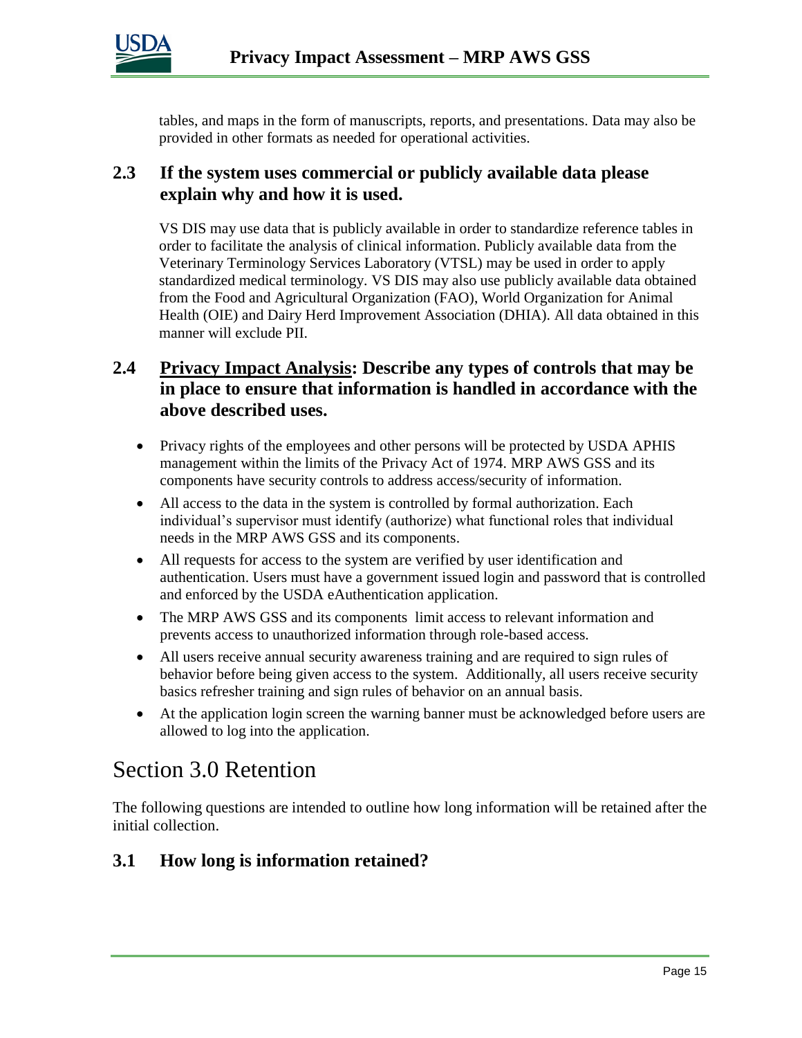tables, and maps in the form of manuscripts, reports, and presentations. Data may also be provided in other formats as needed for operational activities.

### 2.3 If the system uses commercial or publicly available data please explain why and how it is used.

VS DIS may use data that is publicly available in order to standardize reference tables in order to facilitate the analysis of clinical information. Publicly available data from the Veterinary Terminology Services Laboratory (VTSL) may be used in order to apply standardized medical terminology. VS DIS may also use publicly available data obtained from the Food and Agricultural Organization (FAO), World Organization for Animal Health (OIE) and Dairy Herd Improvement Association (DHIA). All data obtained in this manner will exclude PII.

### 2.4 Privacy Impact Analysis: Describe any types of controls that may be in place to ensure that information is handled in accordance with the above described uses.

- Privacy rights of the employees and other persons will be protected by USDA APHIS management within the limits of the Privacy Act of 1974. MRP AWS GSS and its components have security controls to address access/security of information.
- All access to the data in the system is controlled by formal authorization. Each individual's supervisor must identify (authorize) what functional roles that individual needs in the MRP AWS GSS and its components.
- All requests for access to the system are verified by user identification and authentication. Users must have a government issued login and password that is controlled and enforced by the USDA eAuthentication application.
- The MRP AWS GSS and its components limit access to relevant information and prevents access to unauthorized information through role-based access.
- All users receive annual security awareness training and are required to sign rules of behavior before being given access to the system. Additionally, all users receive security basics refresher training and sign rules of behavior on an annual basis.
- At the application login screen the warning banner must be acknowledged before users are allowed to log into the application.

## Section 3.0 Retention

The following questions are intended to outline how long information will be retained after the initial collection.

### 3.1 How long is information retained?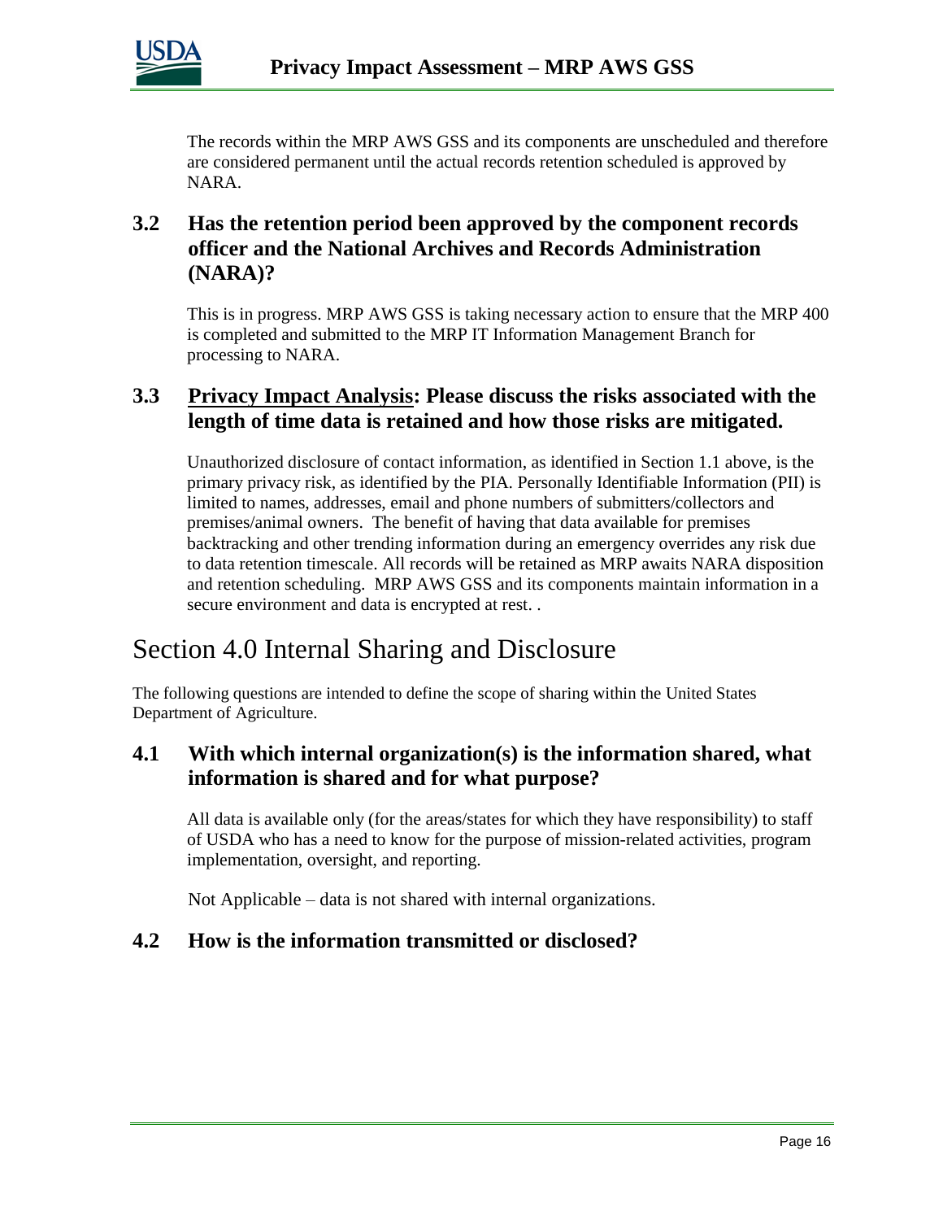The records within the MRP AWS GSS and its components are unscheduled and therefore are considered permanent until the actual records retention scheduled is approved by NARA.

### 3.2 Has the retention period been approved by the component records officer and the National Archives and Records Administration (NARA)?

This is in progress. MRP AWS GSS is taking necessary action to ensure that the MRP 400 is completed and submitted to the MRP IT Information Management Branch for processing to NARA.

### 3.3 Privacy Impact Analysis: Please discuss the risks associated with the length of time data is retained and how those risks are mitigated.

Unauthorized disclosure of contact information, as identified in Section 1.1 above, is the primary privacy risk, as identified by the PIA. Personally Identifiable Information (PII) is limited to names, addresses, email and phone numbers of submitters/collectors and premises/animal owners. The benefit of having that data available for premises backtracking and other trending information during an emergency overrides any risk due to data retention timescale. All records will be retained as MRP awaits NARA disposition and retention scheduling. MRP AWS GSS and its components maintain information in a secure environment and data is encrypted at rest. .

## Section 4.0 Internal Sharing and Disclosure

The following questions are intended to define the scope of sharing within the United States Department of Agriculture.

### 4.1 With which internal organization(s) is the information shared, what information is shared and for what purpose?

All data is available only (for the areas/states for which they have responsibility) to staff of USDA who has a need to know for the purpose of mission-related activities, program implementation, oversight, and reporting.

Not Applicable – data is not shared with internal organizations.

### 4.2 How is the information transmitted or disclosed?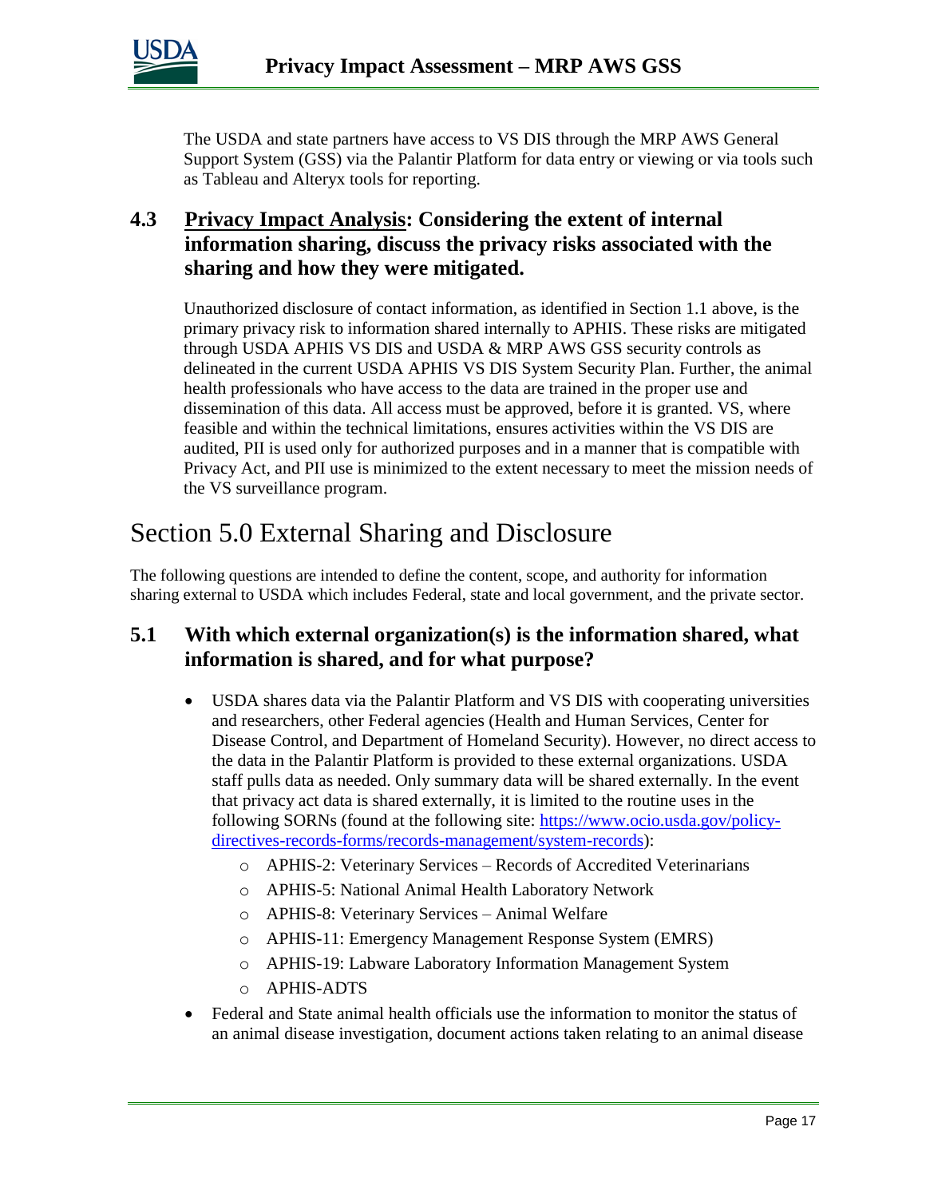The USDA and state partners have access to VS DIS through the MRP AWS General Support System (GSS) via the Palantir Platform for data entry or viewing or via tools such as Tableau and Alteryx tools for reporting.

### 4.3 Privacy Impact Analysis: Considering the extent of internal information sharing, discuss the privacy risks associated with the sharing and how they were mitigated.

Unauthorized disclosure of contact information, as identified in Section 1.1 above, is the primary privacy risk to information shared internally to APHIS. These risks are mitigated through USDA APHIS VS DIS and USDA & MRP AWS GSS security controls as delineated in the current USDA APHIS VS DIS System Security Plan. Further, the animal health professionals who have access to the data are trained in the proper use and dissemination of this data. All access must be approved, before it is granted. VS, where feasible and within the technical limitations, ensures activities within the VS DIS are audited, PII is used only for authorized purposes and in a manner that is compatible with Privacy Act, and PII use is minimized to the extent necessary to meet the mission needs of the VS surveillance program.

## Section 5.0 External Sharing and Disclosure

The following questions are intended to define the content, scope, and authority for information sharing external to USDA which includes Federal, state and local government, and the private sector.

### 5.1 With which external organization(s) is the information shared, what information is shared, and for what purpose?

- USDA shares data via the Palantir Platform and VS DIS with cooperating universities and researchers, other Federal agencies (Health and Human Services, Center for Disease Control, and Department of Homeland Security). However, no direct access to the data in the Palantir Platform is provided to these external organizations. USDA staff pulls data as needed. Only summary data will be shared externally. In the event that privacy act data is shared externally, it is limited to the routine uses in the following SORNs (found at the following site: [https://www.ocio.usda.gov/policy-directives-records-forms/records-management/system-records](https://www.ocio.usda.gov/policy-directives-records-forms/records-management/system-records)):
  - APHIS-2: Veterinary Services – Records of Accredited Veterinarians
  - APHIS-5: National Animal Health Laboratory Network
  - APHIS-8: Veterinary Services – Animal Welfare
  - APHIS-11: Emergency Management Response System (EMRS)
  - APHIS-19: Labware Laboratory Information Management System
  - APHIS-ADTS
- Federal and State animal health officials use the information to monitor the status of an animal disease investigation, document actions taken relating to an animal disease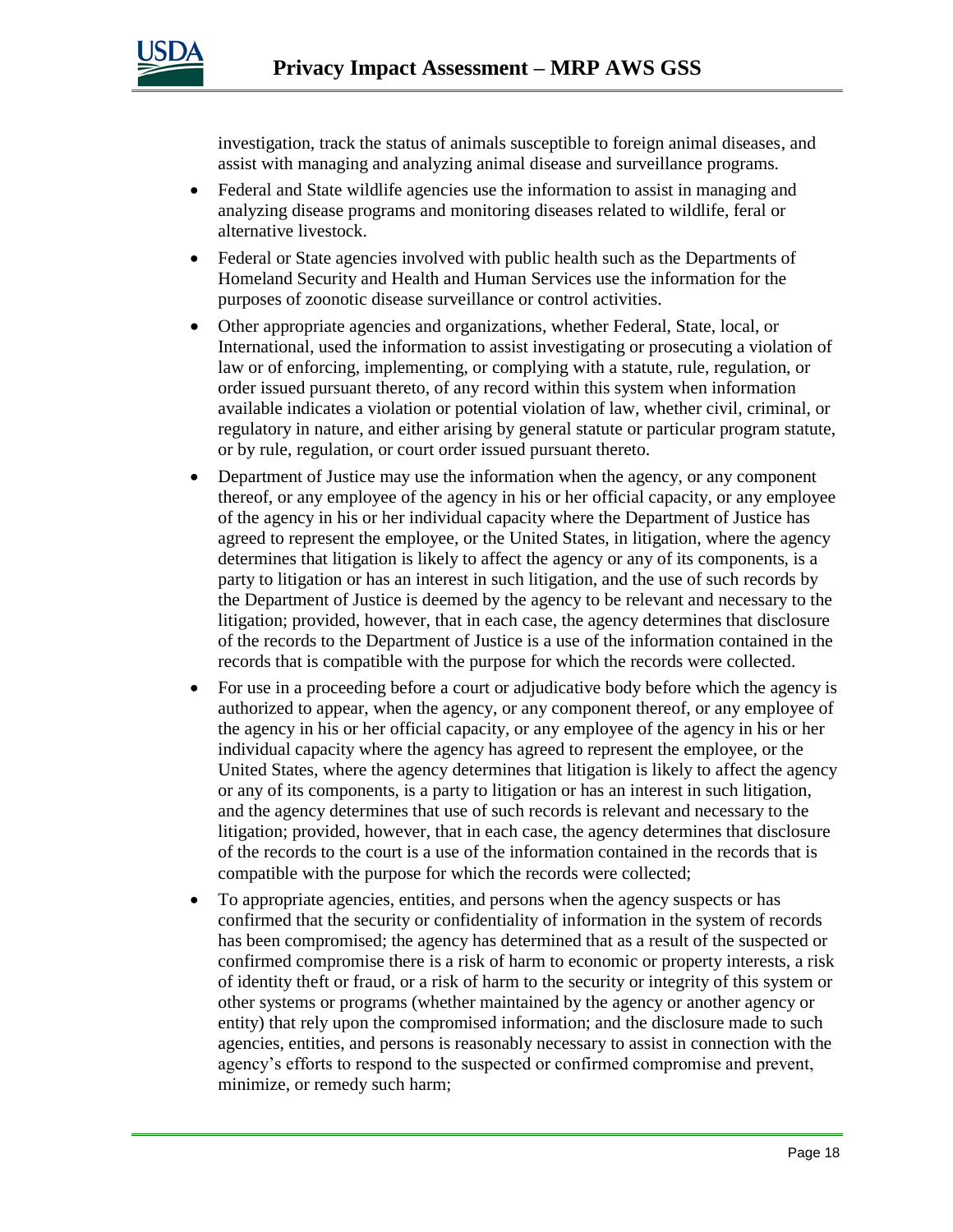investigation, track the status of animals susceptible to foreign animal diseases, and assist with managing and analyzing animal disease and surveillance programs.

- Federal and State wildlife agencies use the information to assist in managing and analyzing disease programs and monitoring diseases related to wildlife, feral or alternative livestock.
- Federal or State agencies involved with public health such as the Departments of Homeland Security and Health and Human Services use the information for the purposes of zoonotic disease surveillance or control activities.
- Other appropriate agencies and organizations, whether Federal, State, local, or International, used the information to assist investigating or prosecuting a violation of law or of enforcing, implementing, or complying with a statute, rule, regulation, or order issued pursuant thereto, of any record within this system when information available indicates a violation or potential violation of law, whether civil, criminal, or regulatory in nature, and either arising by general statute or particular program statute, or by rule, regulation, or court order issued pursuant thereto.
- Department of Justice may use the information when the agency, or any component thereof, or any employee of the agency in his or her official capacity, or any employee of the agency in his or her individual capacity where the Department of Justice has agreed to represent the employee, or the United States, in litigation, where the agency determines that litigation is likely to affect the agency or any of its components, is a party to litigation or has an interest in such litigation, and the use of such records by the Department of Justice is deemed by the agency to be relevant and necessary to the litigation; provided, however, that in each case, the agency determines that disclosure of the records to the Department of Justice is a use of the information contained in the records that is compatible with the purpose for which the records were collected.
- For use in a proceeding before a court or adjudicative body before which the agency is authorized to appear, when the agency, or any component thereof, or any employee of the agency in his or her official capacity, or any employee of the agency in his or her individual capacity where the agency has agreed to represent the employee, or the United States, where the agency determines that litigation is likely to affect the agency or any of its components, is a party to litigation or has an interest in such litigation, and the agency determines that use of such records is relevant and necessary to the litigation; provided, however, that in each case, the agency determines that disclosure of the records to the court is a use of the information contained in the records that is compatible with the purpose for which the records were collected;
- To appropriate agencies, entities, and persons when the agency suspects or has confirmed that the security or confidentiality of information in the system of records has been compromised; the agency has determined that as a result of the suspected or confirmed compromise there is a risk of harm to economic or property interests, a risk of identity theft or fraud, or a risk of harm to the security or integrity of this system or other systems or programs (whether maintained by the agency or another agency or entity) that rely upon the compromised information; and the disclosure made to such agencies, entities, and persons is reasonably necessary to assist in connection with the agency's efforts to respond to the suspected or confirmed compromise and prevent, minimize, or remedy such harm;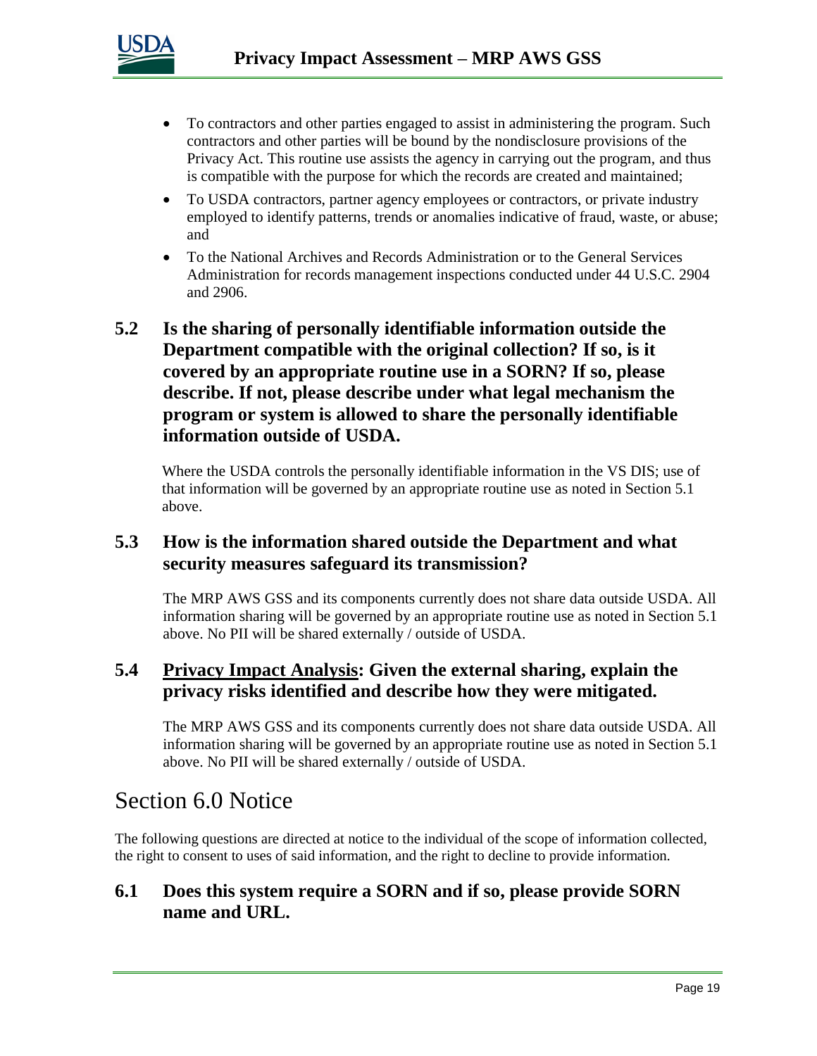- To contractors and other parties engaged to assist in administering the program. Such contractors and other parties will be bound by the nondisclosure provisions of the Privacy Act. This routine use assists the agency in carrying out the program, and thus is compatible with the purpose for which the records are created and maintained;
- To USDA contractors, partner agency employees or contractors, or private industry employed to identify patterns, trends or anomalies indicative of fraud, waste, or abuse; and
- To the National Archives and Records Administration or to the General Services Administration for records management inspections conducted under 44 U.S.C. 2904 and 2906.

### 5.2 Is the sharing of personally identifiable information outside the Department compatible with the original collection? If so, is it covered by an appropriate routine use in a SORN? If so, please describe. If not, please describe under what legal mechanism the program or system is allowed to share the personally identifiable information outside of USDA.

Where the USDA controls the personally identifiable information in the VS DIS; use of that information will be governed by an appropriate routine use as noted in Section 5.1 above.

### 5.3 How is the information shared outside the Department and what security measures safeguard its transmission?

The MRP AWS GSS and its components currently does not share data outside USDA. All information sharing will be governed by an appropriate routine use as noted in Section 5.1 above. No PII will be shared externally / outside of USDA.

### 5.4 <u>Privacy Impact Analysis</u>: Given the external sharing, explain the privacy risks identified and describe how they were mitigated.

The MRP AWS GSS and its components currently does not share data outside USDA. All information sharing will be governed by an appropriate routine use as noted in Section 5.1 above. No PII will be shared externally / outside of USDA.

## Section 6.0 Notice

The following questions are directed at notice to the individual of the scope of information collected, the right to consent to uses of said information, and the right to decline to provide information.

### 6.1 Does this system require a SORN and if so, please provide SORN name and URL.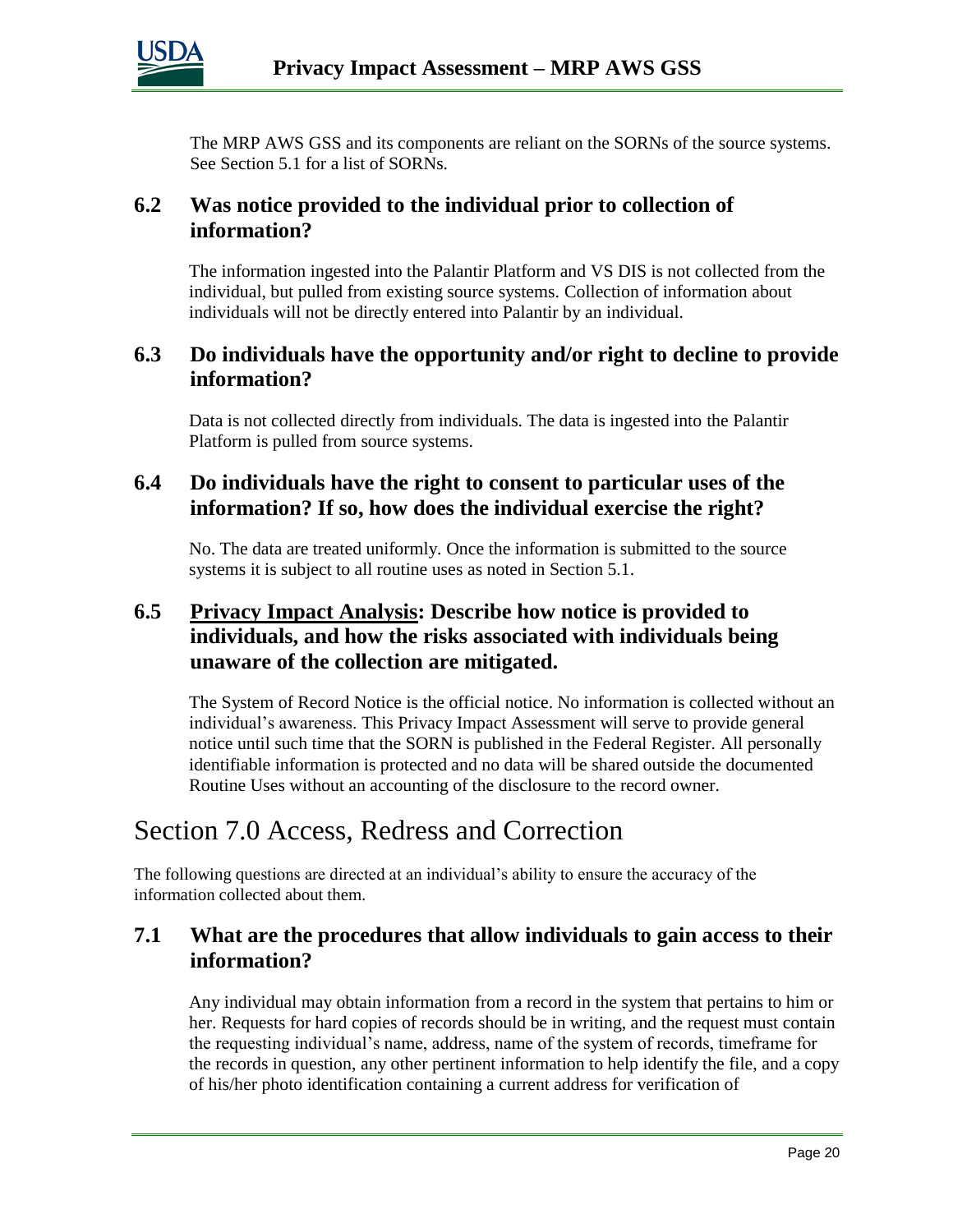The MRP AWS GSS and its components are reliant on the SORNs of the source systems. See Section 5.1 for a list of SORNs.

### 6.2 Was notice provided to the individual prior to collection of information?

The information ingested into the Palantir Platform and VS DIS is not collected from the individual, but pulled from existing source systems. Collection of information about individuals will not be directly entered into Palantir by an individual.

### 6.3 Do individuals have the opportunity and/or right to decline to provide information?

Data is not collected directly from individuals. The data is ingested into the Palantir Platform is pulled from source systems.

### 6.4 Do individuals have the right to consent to particular uses of the information? If so, how does the individual exercise the right?

No. The data are treated uniformly. Once the information is submitted to the source systems it is subject to all routine uses as noted in Section 5.1.

### 6.5 Privacy Impact Analysis: Describe how notice is provided to individuals, and how the risks associated with individuals being unaware of the collection are mitigated.

The System of Record Notice is the official notice. No information is collected without an individual's awareness. This Privacy Impact Assessment will serve to provide general notice until such time that the SORN is published in the Federal Register. All personally identifiable information is protected and no data will be shared outside the documented Routine Uses without an accounting of the disclosure to the record owner.

## Section 7.0 Access, Redress and Correction

The following questions are directed at an individual's ability to ensure the accuracy of the information collected about them.

### 7.1 What are the procedures that allow individuals to gain access to their information?

Any individual may obtain information from a record in the system that pertains to him or her. Requests for hard copies of records should be in writing, and the request must contain the requesting individual's name, address, name of the system of records, timeframe for the records in question, any other pertinent information to help identify the file, and a copy of his/her photo identification containing a current address for verification of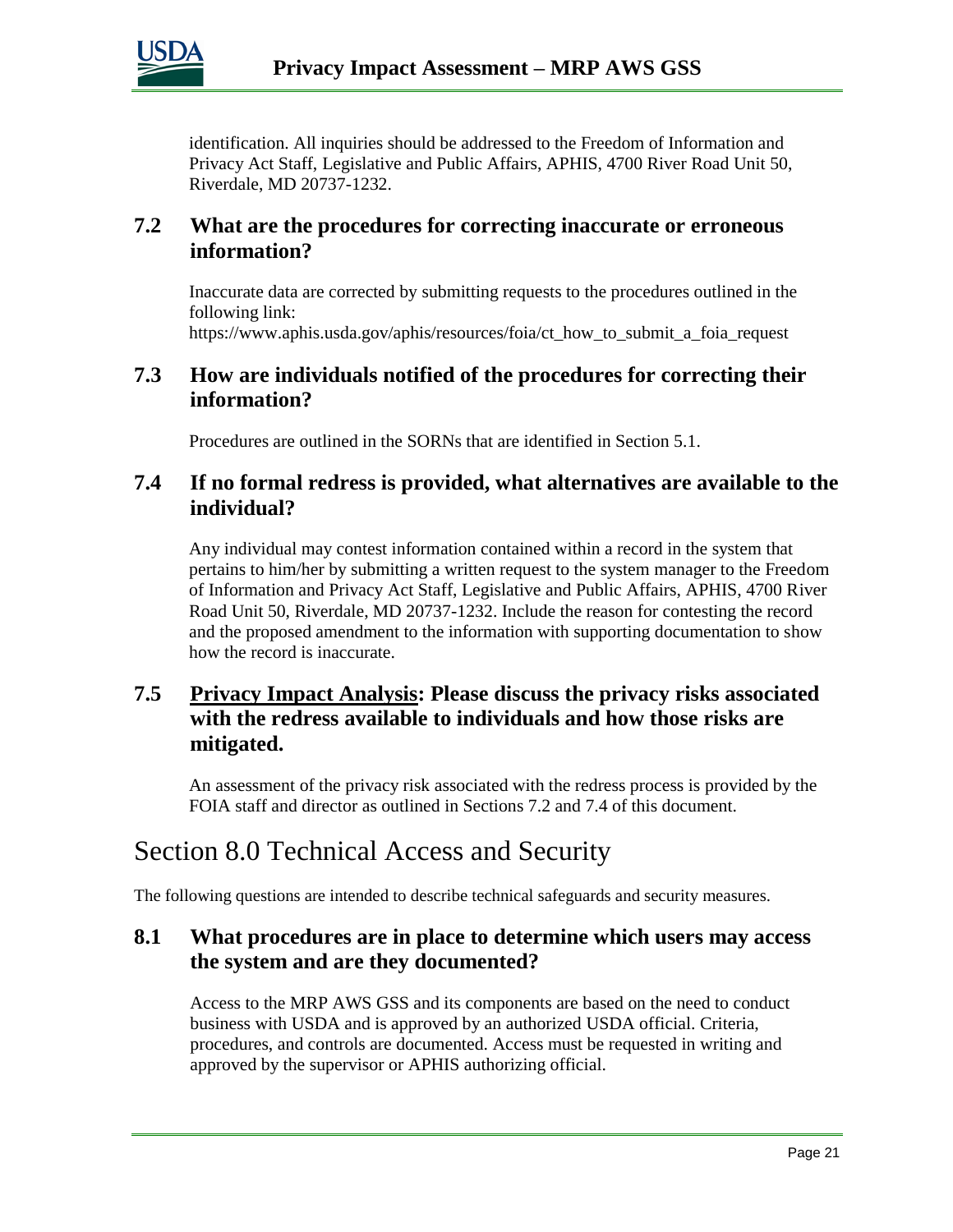identification. All inquiries should be addressed to the Freedom of Information and Privacy Act Staff, Legislative and Public Affairs, APHIS, 4700 River Road Unit 50, Riverdale, MD 20737-1232.

### 7.2 What are the procedures for correcting inaccurate or erroneous information?

Inaccurate data are corrected by submitting requests to the procedures outlined in the following link:
https://www.aphis.usda.gov/aphis/resources/foia/ct_how_to_submit_a_foia_request

### 7.3 How are individuals notified of the procedures for correcting their information?

Procedures are outlined in the SORNs that are identified in Section 5.1.

### 7.4 If no formal redress is provided, what alternatives are available to the individual?

Any individual may contest information contained within a record in the system that pertains to him/her by submitting a written request to the system manager to the Freedom of Information and Privacy Act Staff, Legislative and Public Affairs, APHIS, 4700 River Road Unit 50, Riverdale, MD 20737-1232. Include the reason for contesting the record and the proposed amendment to the information with supporting documentation to show how the record is inaccurate.

### 7.5 Privacy Impact Analysis: Please discuss the privacy risks associated with the redress available to individuals and how those risks are mitigated.

An assessment of the privacy risk associated with the redress process is provided by the FOIA staff and director as outlined in Sections 7.2 and 7.4 of this document.

## Section 8.0 Technical Access and Security

The following questions are intended to describe technical safeguards and security measures.

### 8.1 What procedures are in place to determine which users may access the system and are they documented?

Access to the MRP AWS GSS and its components are based on the need to conduct business with USDA and is approved by an authorized USDA official. Criteria, procedures, and controls are documented. Access must be requested in writing and approved by the supervisor or APHIS authorizing official.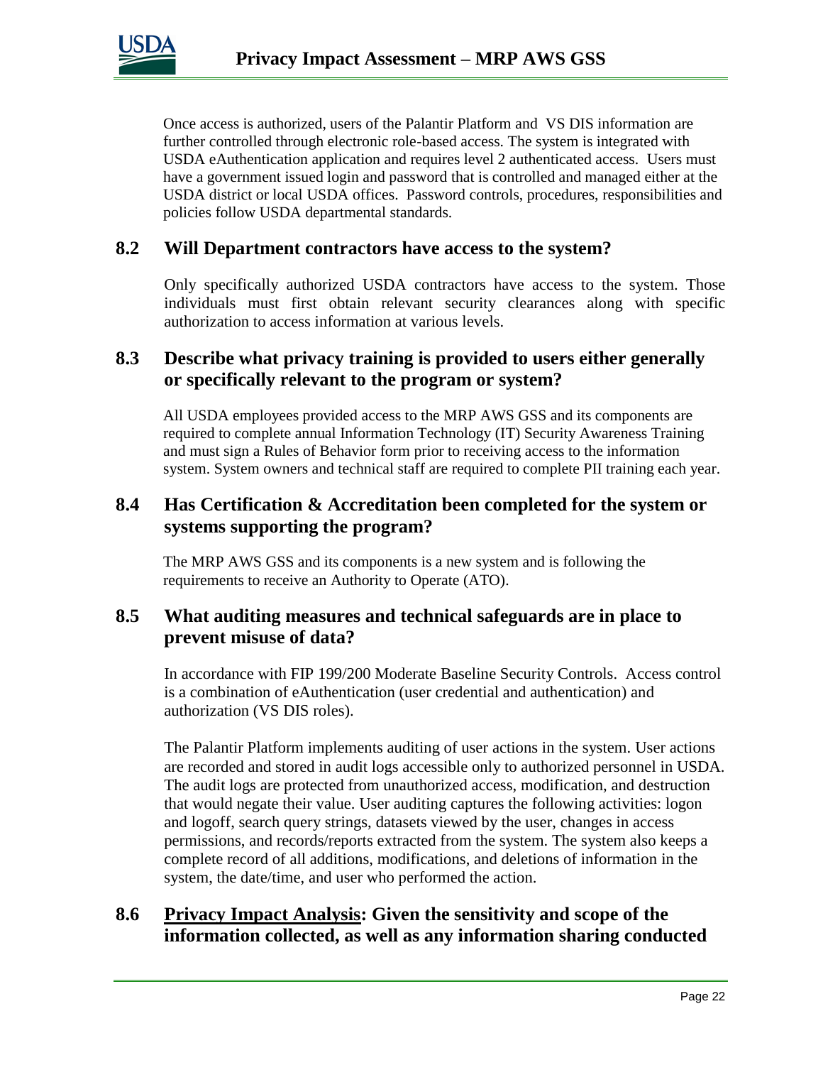Once access is authorized, users of the Palantir Platform and VS DIS information are further controlled through electronic role-based access. The system is integrated with USDA eAuthentication application and requires level 2 authenticated access. Users must have a government issued login and password that is controlled and managed either at the USDA district or local USDA offices. Password controls, procedures, responsibilities and policies follow USDA departmental standards.

## 8.2 Will Department contractors have access to the system?

Only specifically authorized USDA contractors have access to the system. Those individuals must first obtain relevant security clearances along with specific authorization to access information at various levels.

## 8.3 Describe what privacy training is provided to users either generally or specifically relevant to the program or system?

All USDA employees provided access to the MRP AWS GSS and its components are required to complete annual Information Technology (IT) Security Awareness Training and must sign a Rules of Behavior form prior to receiving access to the information system. System owners and technical staff are required to complete PII training each year.

## 8.4 Has Certification & Accreditation been completed for the system or systems supporting the program?

The MRP AWS GSS and its components is a new system and is following the requirements to receive an Authority to Operate (ATO).

## 8.5 What auditing measures and technical safeguards are in place to prevent misuse of data?

In accordance with FIP 199/200 Moderate Baseline Security Controls. Access control is a combination of eAuthentication (user credential and authentication) and authorization (VS DIS roles).

The Palantir Platform implements auditing of user actions in the system. User actions are recorded and stored in audit logs accessible only to authorized personnel in USDA. The audit logs are protected from unauthorized access, modification, and destruction that would negate their value. User auditing captures the following activities: logon and logoff, search query strings, datasets viewed by the user, changes in access permissions, and records/reports extracted from the system. The system also keeps a complete record of all additions, modifications, and deletions of information in the system, the date/time, and user who performed the action.

## 8.6 Privacy Impact Analysis: Given the sensitivity and scope of the information collected, as well as any information sharing conducted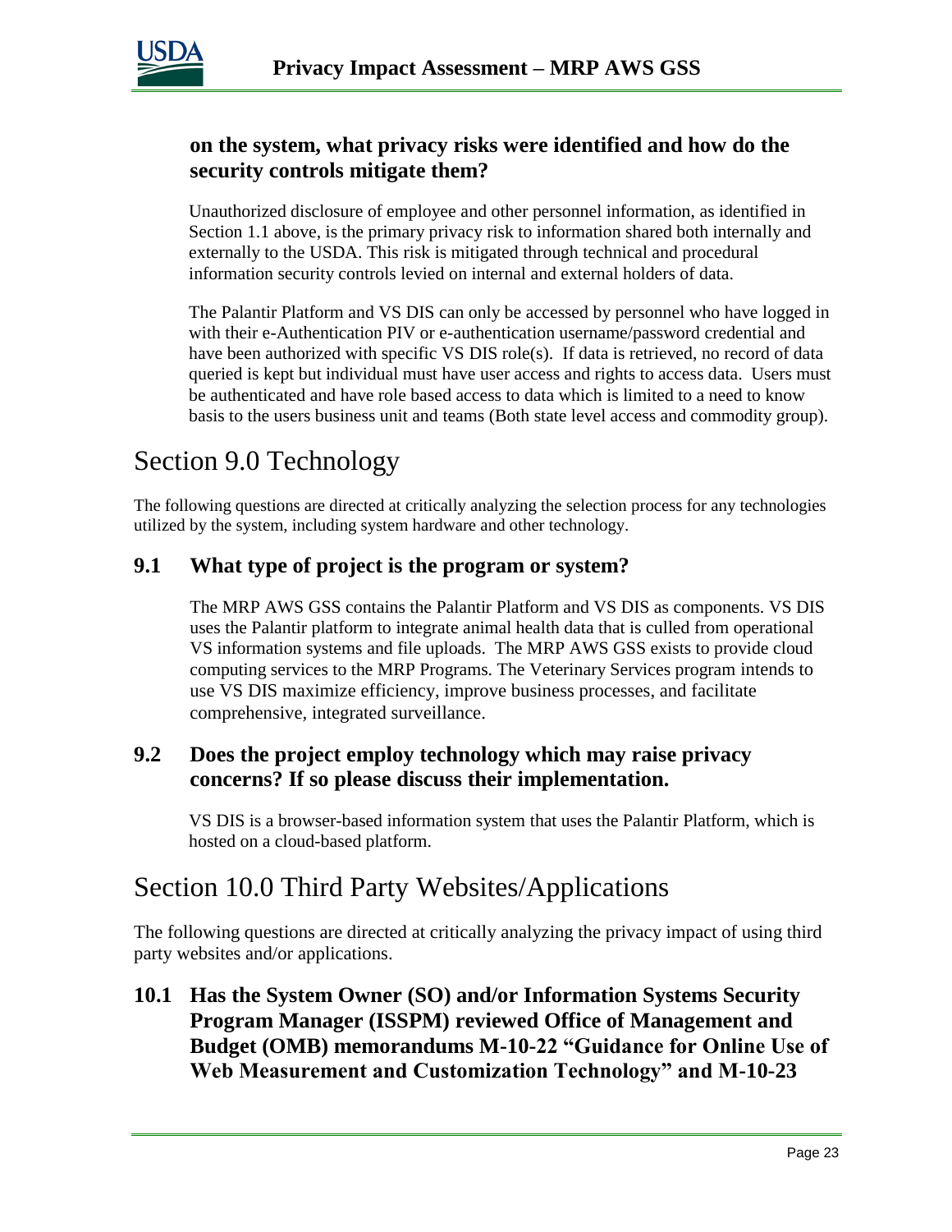**on the system, what privacy risks were identified and how do the security controls mitigate them?**

Unauthorized disclosure of employee and other personnel information, as identified in Section 1.1 above, is the primary privacy risk to information shared both internally and externally to the USDA. This risk is mitigated through technical and procedural information security controls levied on internal and external holders of data.

The Palantir Platform and VS DIS can only be accessed by personnel who have logged in with their e-Authentication PIV or e-authentication username/password credential and have been authorized with specific VS DIS role(s). If data is retrieved, no record of data queried is kept but individual must have user access and rights to access data. Users must be authenticated and have role based access to data which is limited to a need to know basis to the users business unit and teams (Both state level access and commodity group).

# Section 9.0 Technology

The following questions are directed at critically analyzing the selection process for any technologies utilized by the system, including system hardware and other technology.

## 9.1 What type of project is the program or system?

The MRP AWS GSS contains the Palantir Platform and VS DIS as components. VS DIS uses the Palantir platform to integrate animal health data that is culled from operational VS information systems and file uploads. The MRP AWS GSS exists to provide cloud computing services to the MRP Programs. The Veterinary Services program intends to use VS DIS maximize efficiency, improve business processes, and facilitate comprehensive, integrated surveillance.

## 9.2 Does the project employ technology which may raise privacy concerns? If so please discuss their implementation.

VS DIS is a browser-based information system that uses the Palantir Platform, which is hosted on a cloud-based platform.

# Section 10.0 Third Party Websites/Applications

The following questions are directed at critically analyzing the privacy impact of using third party websites and/or applications.

## 10.1 Has the System Owner (SO) and/or Information Systems Security Program Manager (ISSPM) reviewed Office of Management and Budget (OMB) memorandums M-10-22 "Guidance for Online Use of Web Measurement and Customization Technology" and M-10-23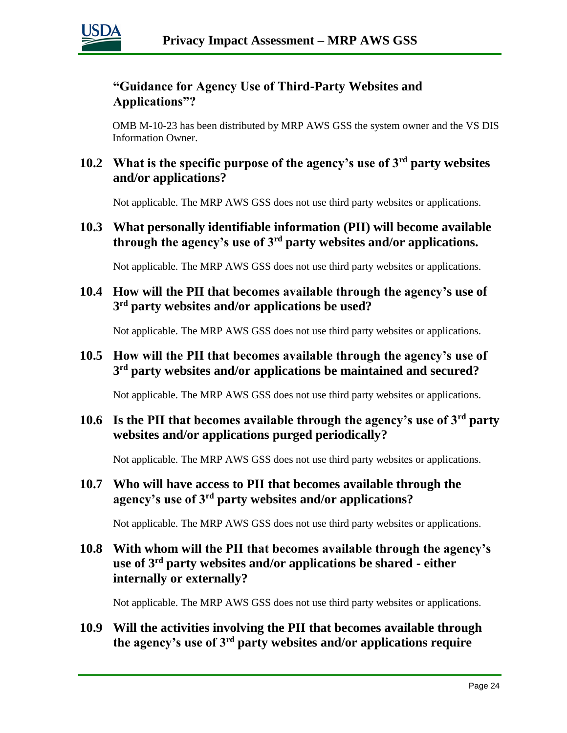### "Guidance for Agency Use of Third-Party Websites and Applications"?

OMB M-10-23 has been distributed by MRP AWS GSS the system owner and the VS DIS Information Owner.

### 10.2 What is the specific purpose of the agency's use of 3rd party websites and/or applications?

Not applicable. The MRP AWS GSS does not use third party websites or applications.

### 10.3 What personally identifiable information (PII) will become available through the agency's use of 3rd party websites and/or applications.

Not applicable. The MRP AWS GSS does not use third party websites or applications.

### 10.4 How will the PII that becomes available through the agency's use of 3rd party websites and/or applications be used?

Not applicable. The MRP AWS GSS does not use third party websites or applications.

### 10.5 How will the PII that becomes available through the agency's use of 3rd party websites and/or applications be maintained and secured?

Not applicable. The MRP AWS GSS does not use third party websites or applications.

### 10.6 Is the PII that becomes available through the agency's use of 3rd party websites and/or applications purged periodically?

Not applicable. The MRP AWS GSS does not use third party websites or applications.

### 10.7 Who will have access to PII that becomes available through the agency's use of 3rd party websites and/or applications?

Not applicable. The MRP AWS GSS does not use third party websites or applications.

### 10.8 With whom will the PII that becomes available through the agency's use of 3rd party websites and/or applications be shared - either internally or externally?

Not applicable. The MRP AWS GSS does not use third party websites or applications.

### 10.9 Will the activities involving the PII that becomes available through the agency's use of 3rd party websites and/or applications require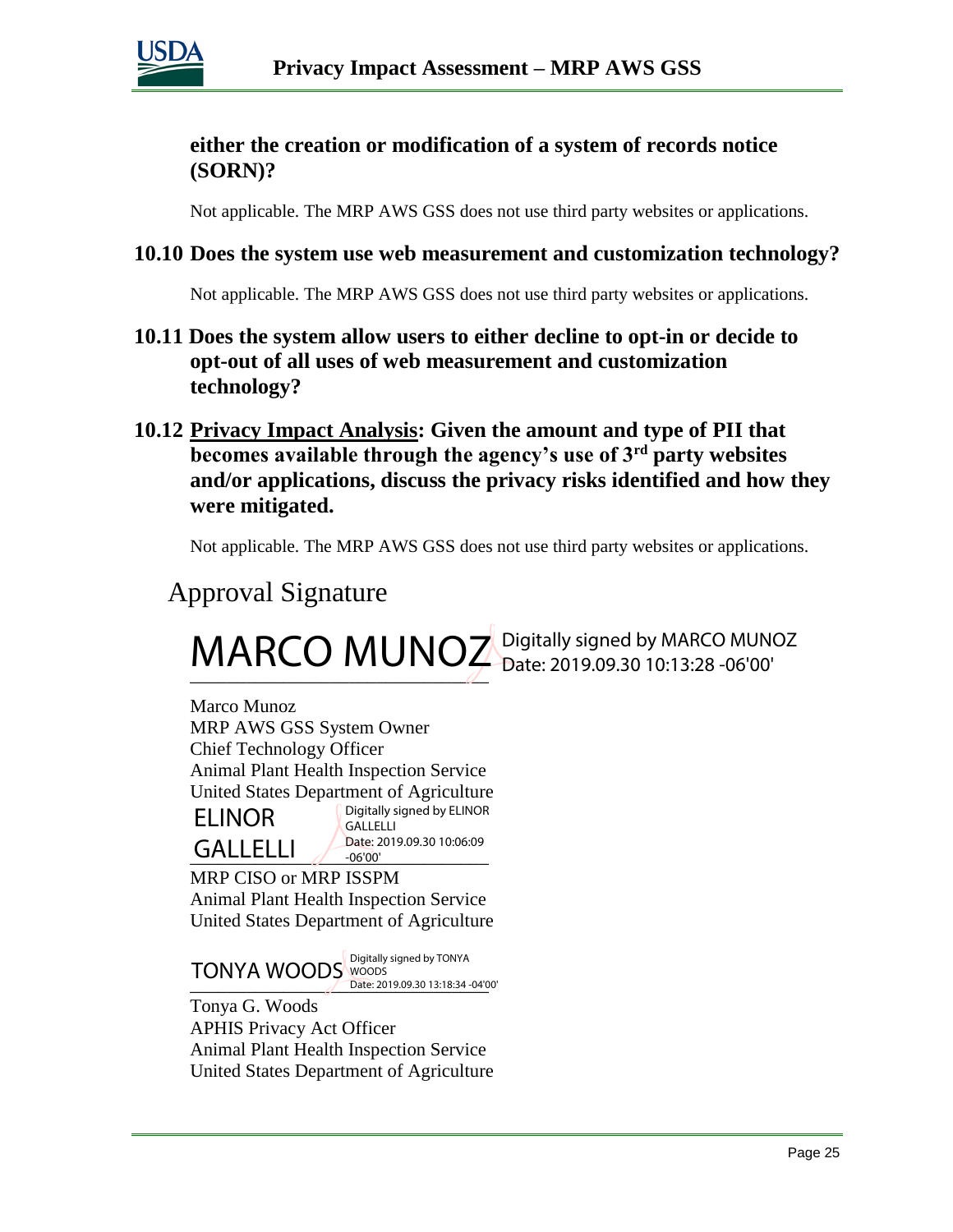**either the creation or modification of a system of records notice (SORN)?**

Not applicable. The MRP AWS GSS does not use third party websites or applications.

**10.10 Does the system use web measurement and customization technology?**

Not applicable. The MRP AWS GSS does not use third party websites or applications.

**10.11 Does the system allow users to either decline to opt-in or decide to opt-out of all uses of web measurement and customization technology?**

**10.12 Privacy Impact Analysis: Given the amount and type of PII that becomes available through the agency's use of 3rd party websites and/or applications, discuss the privacy risks identified and how they were mitigated.**

Not applicable. The MRP AWS GSS does not use third party websites or applications.

## Approval Signature

MARCO MUNOZ Digitally signed by MARCO MUNOZ Date: 2019.09.30 10:13:28 -06'00'

Marco Munoz
MRP AWS GSS System Owner
Chief Technology Officer
Animal Plant Health Inspection Service
United States Department of Agriculture

ELINOR GALLELLI Digitally signed by ELINOR GALLELLI Date: 2019.09.30 10:06:09 -06'00'

MRP CISO or MRP ISSPM
Animal Plant Health Inspection Service
United States Department of Agriculture

TONYA WOODS Digitally signed by TONYA WOODS Date: 2019.09.30 13:18:34 -04'00'

Tonya G. Woods
APHIS Privacy Act Officer
Animal Plant Health Inspection Service
United States Department of Agriculture